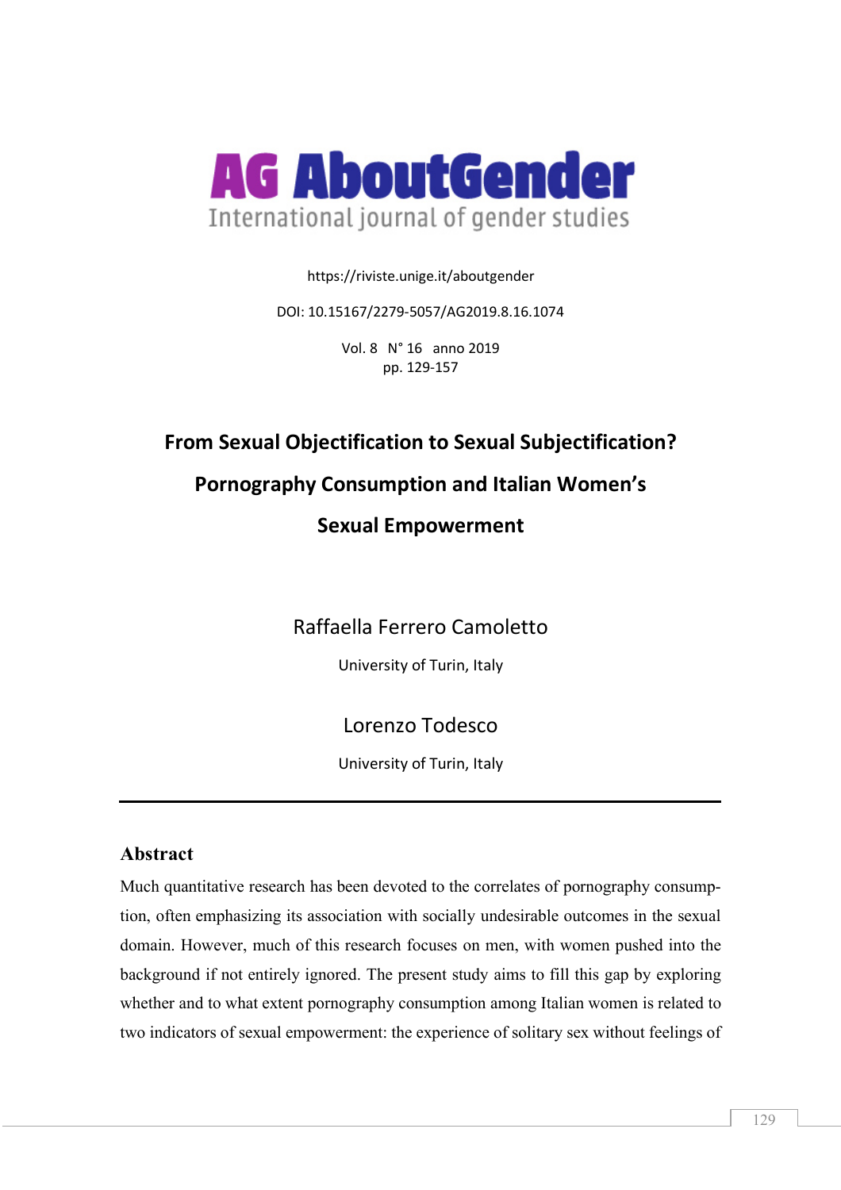**AG AboutGender**

International journal of gender studies

https://riviste.unige.it/aboutgender

DOI: 10.15167/2279-5057/AG2019.8.16.1074

Vol. 8 N° 16 anno 2019
pp. 129-157

# From Sexual Objectification to Sexual Subjectification? Pornography Consumption and Italian Women's Sexual Empowerment

Raffaella Ferrero Camoletto

University of Turin, Italy

Lorenzo Todesco

University of Turin, Italy

---

## Abstract

Much quantitative research has been devoted to the correlates of pornography consumption, often emphasizing its association with socially undesirable outcomes in the sexual domain. However, much of this research focuses on men, with women pushed into the background if not entirely ignored. The present study aims to fill this gap by exploring whether and to what extent pornography consumption among Italian women is related to two indicators of sexual empowerment: the experience of solitary sex without feelings of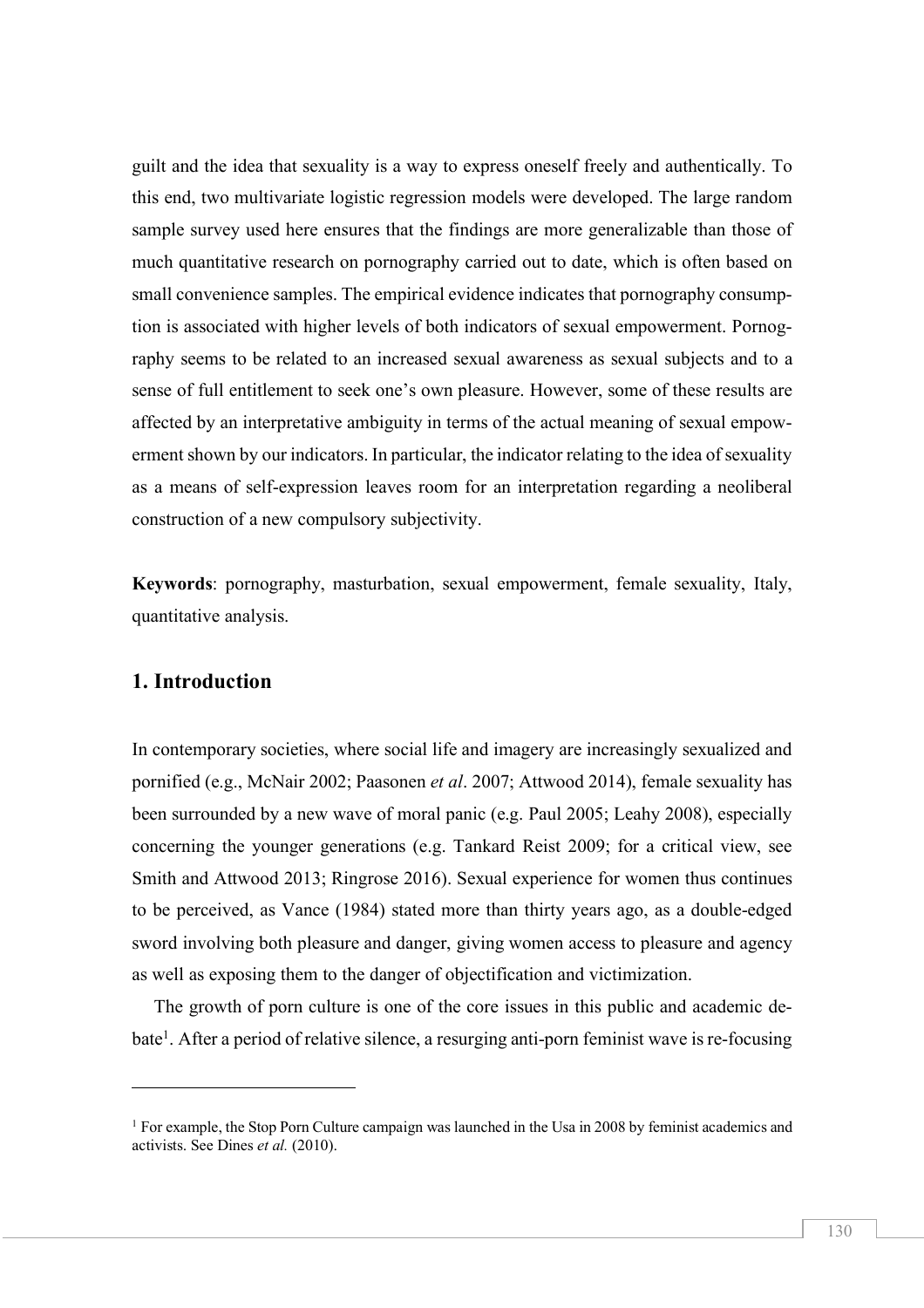guilt and the idea that sexuality is a way to express oneself freely and authentically. To this end, two multivariate logistic regression models were developed. The large random sample survey used here ensures that the findings are more generalizable than those of much quantitative research on pornography carried out to date, which is often based on small convenience samples. The empirical evidence indicates that pornography consumption is associated with higher levels of both indicators of sexual empowerment. Pornography seems to be related to an increased sexual awareness as sexual subjects and to a sense of full entitlement to seek one's own pleasure. However, some of these results are affected by an interpretative ambiguity in terms of the actual meaning of sexual empowerment shown by our indicators. In particular, the indicator relating to the idea of sexuality as a means of self-expression leaves room for an interpretation regarding a neoliberal construction of a new compulsory subjectivity.

**Keywords**: pornography, masturbation, sexual empowerment, female sexuality, Italy, quantitative analysis.

## 1. Introduction

In contemporary societies, where social life and imagery are increasingly sexualized and pornified (e.g., McNair 2002; Paasonen *et al*. 2007; Attwood 2014), female sexuality has been surrounded by a new wave of moral panic (e.g. Paul 2005; Leahy 2008), especially concerning the younger generations (e.g. Tankard Reist 2009; for a critical view, see Smith and Attwood 2013; Ringrose 2016). Sexual experience for women thus continues to be perceived, as Vance (1984) stated more than thirty years ago, as a double-edged sword involving both pleasure and danger, giving women access to pleasure and agency as well as exposing them to the danger of objectification and victimization.

The growth of porn culture is one of the core issues in this public and academic debate[1]. After a period of relative silence, a resurging anti-porn feminist wave is re-focusing

[1] For example, the Stop Porn Culture campaign was launched in the Usa in 2008 by feminist academics and activists. See Dines *et al.* (2010).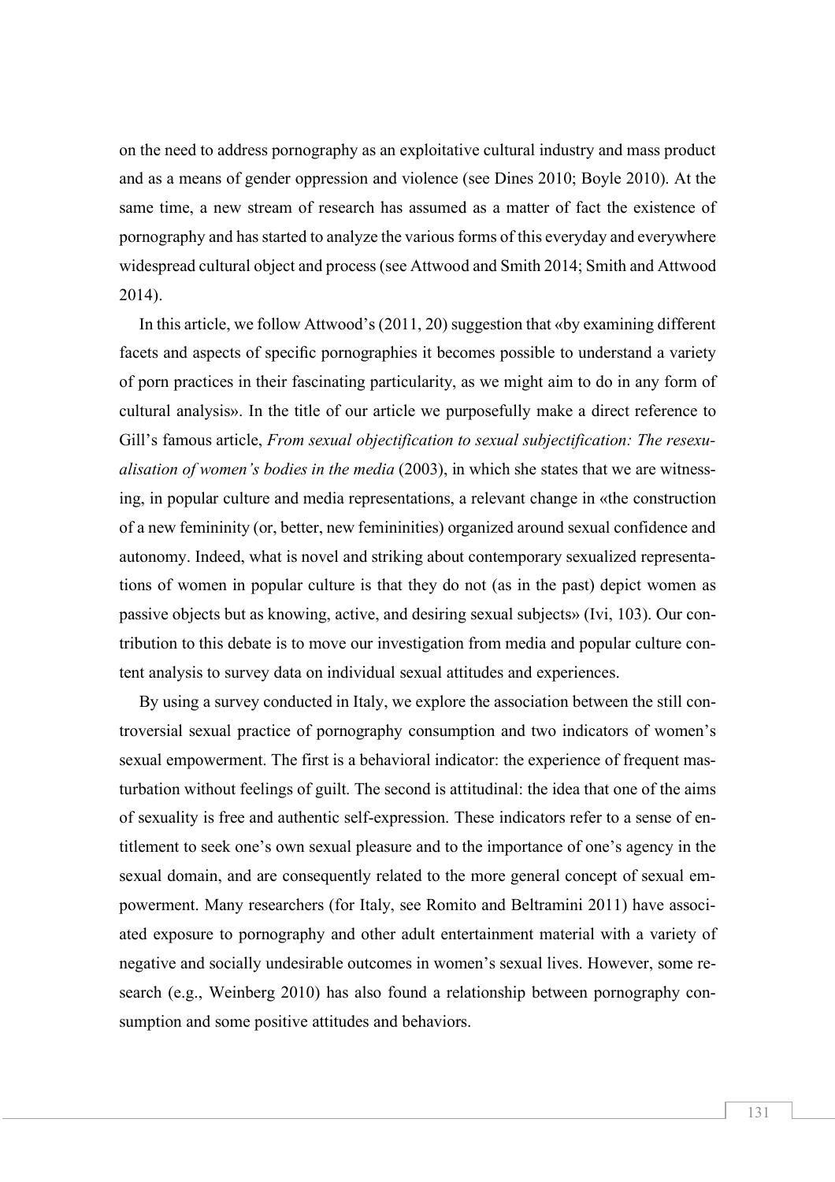on the need to address pornography as an exploitative cultural industry and mass product and as a means of gender oppression and violence (see Dines 2010; Boyle 2010). At the same time, a new stream of research has assumed as a matter of fact the existence of pornography and has started to analyze the various forms of this everyday and everywhere widespread cultural object and process (see Attwood and Smith 2014; Smith and Attwood 2014).

In this article, we follow Attwood's (2011, 20) suggestion that «by examining different facets and aspects of specific pornographies it becomes possible to understand a variety of porn practices in their fascinating particularity, as we might aim to do in any form of cultural analysis». In the title of our article we purposefully make a direct reference to Gill's famous article, *From sexual objectification to sexual subjectification: The resexualisation of women's bodies in the media* (2003), in which she states that we are witnessing, in popular culture and media representations, a relevant change in «the construction of a new femininity (or, better, new femininities) organized around sexual confidence and autonomy. Indeed, what is novel and striking about contemporary sexualized representations of women in popular culture is that they do not (as in the past) depict women as passive objects but as knowing, active, and desiring sexual subjects» (Ivi, 103). Our contribution to this debate is to move our investigation from media and popular culture content analysis to survey data on individual sexual attitudes and experiences.

By using a survey conducted in Italy, we explore the association between the still controversial sexual practice of pornography consumption and two indicators of women's sexual empowerment. The first is a behavioral indicator: the experience of frequent masturbation without feelings of guilt. The second is attitudinal: the idea that one of the aims of sexuality is free and authentic self-expression. These indicators refer to a sense of entitlement to seek one's own sexual pleasure and to the importance of one's agency in the sexual domain, and are consequently related to the more general concept of sexual empowerment. Many researchers (for Italy, see Romito and Beltramini 2011) have associated exposure to pornography and other adult entertainment material with a variety of negative and socially undesirable outcomes in women's sexual lives. However, some research (e.g., Weinberg 2010) has also found a relationship between pornography consumption and some positive attitudes and behaviors.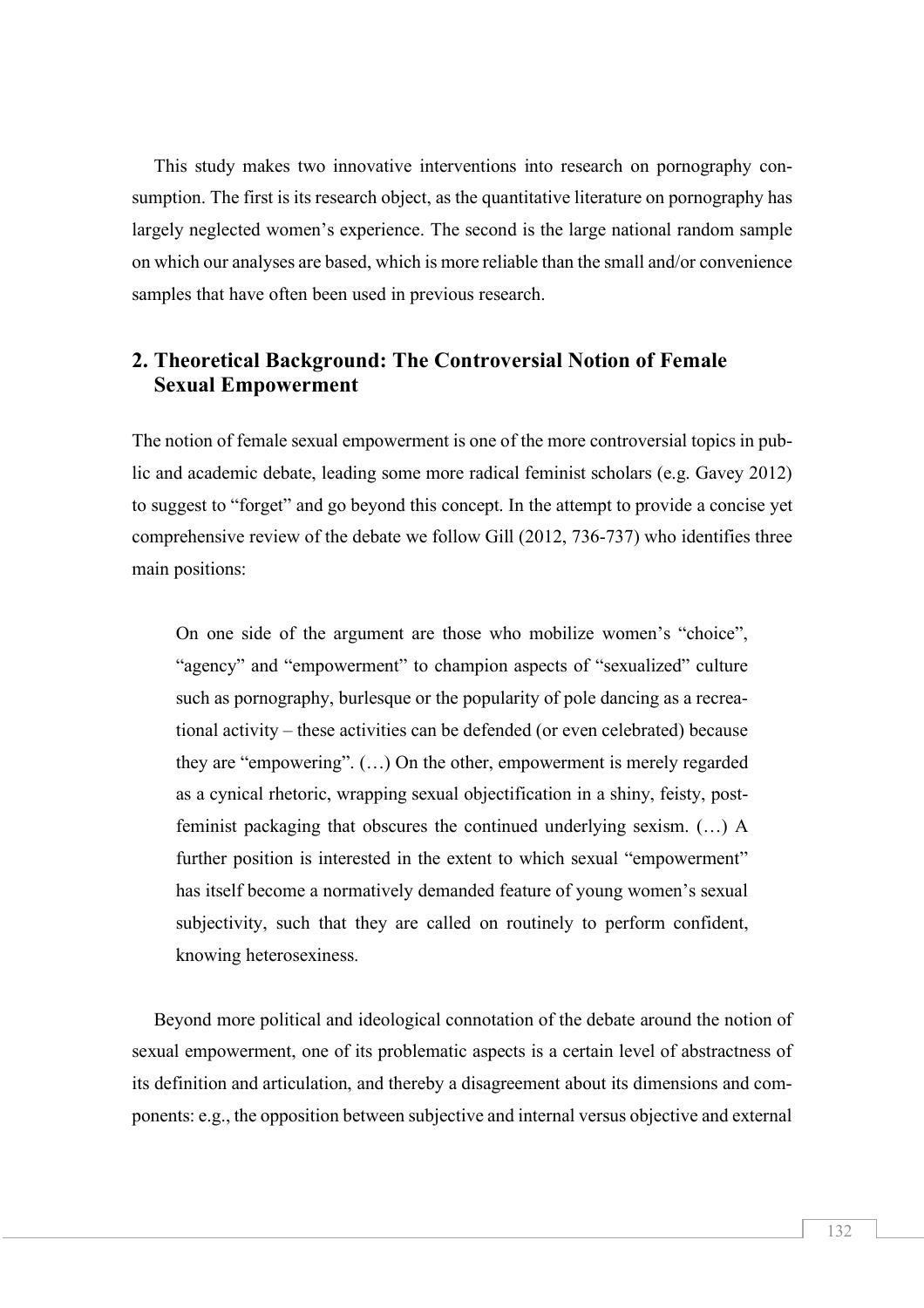This study makes two innovative interventions into research on pornography consumption. The first is its research object, as the quantitative literature on pornography has largely neglected women's experience. The second is the large national random sample on which our analyses are based, which is more reliable than the small and/or convenience samples that have often been used in previous research.

## 2. Theoretical Background: The Controversial Notion of Female Sexual Empowerment

The notion of female sexual empowerment is one of the more controversial topics in public and academic debate, leading some more radical feminist scholars (e.g. Gavey 2012) to suggest to "forget" and go beyond this concept. In the attempt to provide a concise yet comprehensive review of the debate we follow Gill (2012, 736-737) who identifies three main positions:

> On one side of the argument are those who mobilize women's "choice", "agency" and "empowerment" to champion aspects of "sexualized" culture such as pornography, burlesque or the popularity of pole dancing as a recreational activity – these activities can be defended (or even celebrated) because they are "empowering". (…) On the other, empowerment is merely regarded as a cynical rhetoric, wrapping sexual objectification in a shiny, feisty, post-feminist packaging that obscures the continued underlying sexism. (…) A further position is interested in the extent to which sexual "empowerment" has itself become a normatively demanded feature of young women's sexual subjectivity, such that they are called on routinely to perform confident, knowing heterosexiness.

Beyond more political and ideological connotation of the debate around the notion of sexual empowerment, one of its problematic aspects is a certain level of abstractness of its definition and articulation, and thereby a disagreement about its dimensions and components: e.g., the opposition between subjective and internal versus objective and external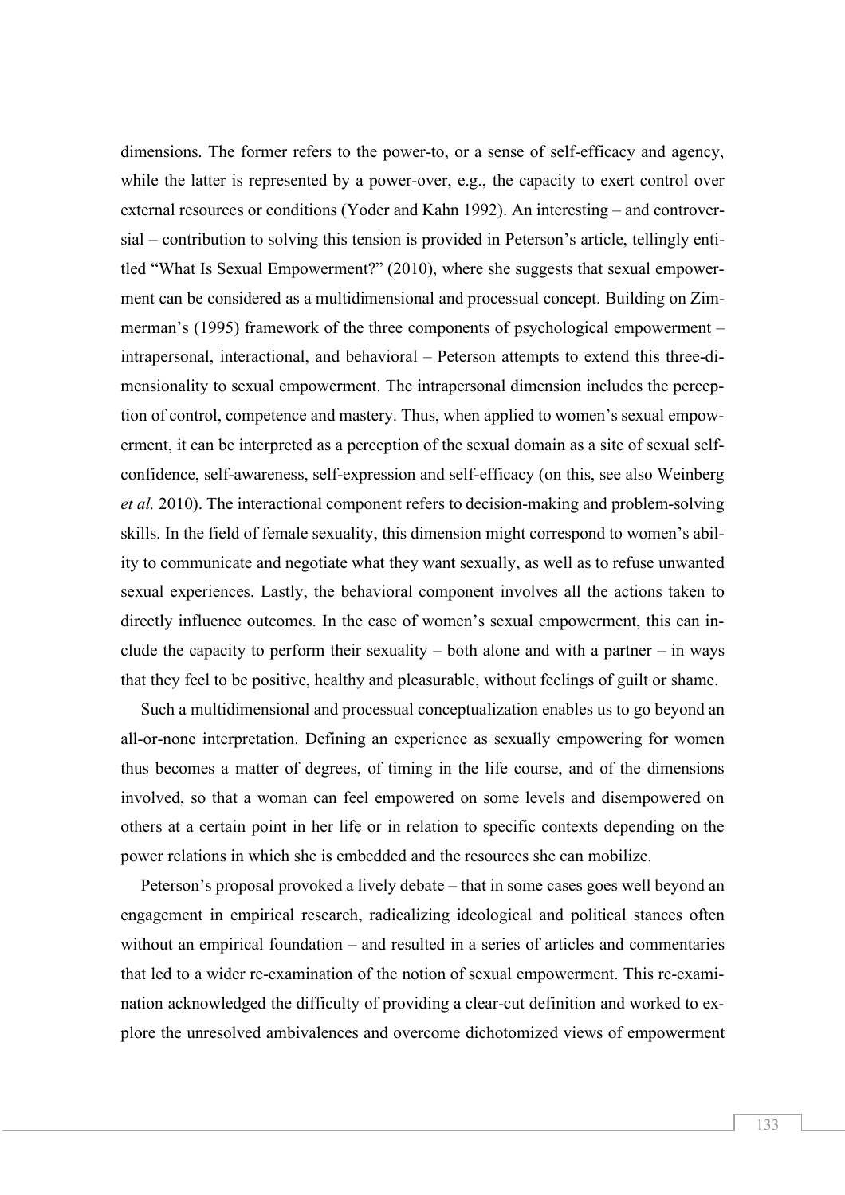dimensions. The former refers to the power-to, or a sense of self-efficacy and agency, while the latter is represented by a power-over, e.g., the capacity to exert control over external resources or conditions (Yoder and Kahn 1992). An interesting – and controversial – contribution to solving this tension is provided in Peterson's article, tellingly entitled "What Is Sexual Empowerment?" (2010), where she suggests that sexual empowerment can be considered as a multidimensional and processual concept. Building on Zimmerman's (1995) framework of the three components of psychological empowerment – intrapersonal, interactional, and behavioral – Peterson attempts to extend this three-dimensionality to sexual empowerment. The intrapersonal dimension includes the perception of control, competence and mastery. Thus, when applied to women's sexual empowerment, it can be interpreted as a perception of the sexual domain as a site of sexual self-confidence, self-awareness, self-expression and self-efficacy (on this, see also Weinberg *et al.* 2010). The interactional component refers to decision-making and problem-solving skills. In the field of female sexuality, this dimension might correspond to women's ability to communicate and negotiate what they want sexually, as well as to refuse unwanted sexual experiences. Lastly, the behavioral component involves all the actions taken to directly influence outcomes. In the case of women's sexual empowerment, this can include the capacity to perform their sexuality – both alone and with a partner – in ways that they feel to be positive, healthy and pleasurable, without feelings of guilt or shame.

Such a multidimensional and processual conceptualization enables us to go beyond an all-or-none interpretation. Defining an experience as sexually empowering for women thus becomes a matter of degrees, of timing in the life course, and of the dimensions involved, so that a woman can feel empowered on some levels and disempowered on others at a certain point in her life or in relation to specific contexts depending on the power relations in which she is embedded and the resources she can mobilize.

Peterson's proposal provoked a lively debate – that in some cases goes well beyond an engagement in empirical research, radicalizing ideological and political stances often without an empirical foundation – and resulted in a series of articles and commentaries that led to a wider re-examination of the notion of sexual empowerment. This re-examination acknowledged the difficulty of providing a clear-cut definition and worked to explore the unresolved ambivalences and overcome dichotomized views of empowerment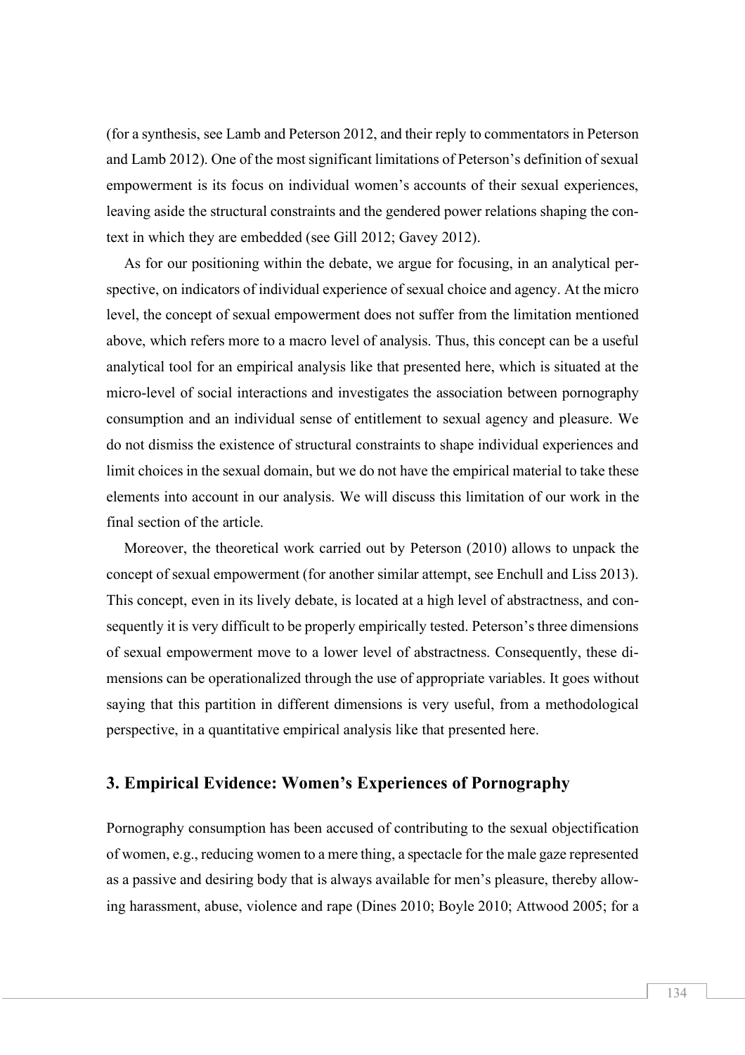(for a synthesis, see Lamb and Peterson 2012, and their reply to commentators in Peterson and Lamb 2012). One of the most significant limitations of Peterson's definition of sexual empowerment is its focus on individual women's accounts of their sexual experiences, leaving aside the structural constraints and the gendered power relations shaping the context in which they are embedded (see Gill 2012; Gavey 2012).

As for our positioning within the debate, we argue for focusing, in an analytical perspective, on indicators of individual experience of sexual choice and agency. At the micro level, the concept of sexual empowerment does not suffer from the limitation mentioned above, which refers more to a macro level of analysis. Thus, this concept can be a useful analytical tool for an empirical analysis like that presented here, which is situated at the micro-level of social interactions and investigates the association between pornography consumption and an individual sense of entitlement to sexual agency and pleasure. We do not dismiss the existence of structural constraints to shape individual experiences and limit choices in the sexual domain, but we do not have the empirical material to take these elements into account in our analysis. We will discuss this limitation of our work in the final section of the article.

Moreover, the theoretical work carried out by Peterson (2010) allows to unpack the concept of sexual empowerment (for another similar attempt, see Enchull and Liss 2013). This concept, even in its lively debate, is located at a high level of abstractness, and consequently it is very difficult to be properly empirically tested. Peterson's three dimensions of sexual empowerment move to a lower level of abstractness. Consequently, these dimensions can be operationalized through the use of appropriate variables. It goes without saying that this partition in different dimensions is very useful, from a methodological perspective, in a quantitative empirical analysis like that presented here.

## 3. Empirical Evidence: Women's Experiences of Pornography

Pornography consumption has been accused of contributing to the sexual objectification of women, e.g., reducing women to a mere thing, a spectacle for the male gaze represented as a passive and desiring body that is always available for men's pleasure, thereby allowing harassment, abuse, violence and rape (Dines 2010; Boyle 2010; Attwood 2005; for a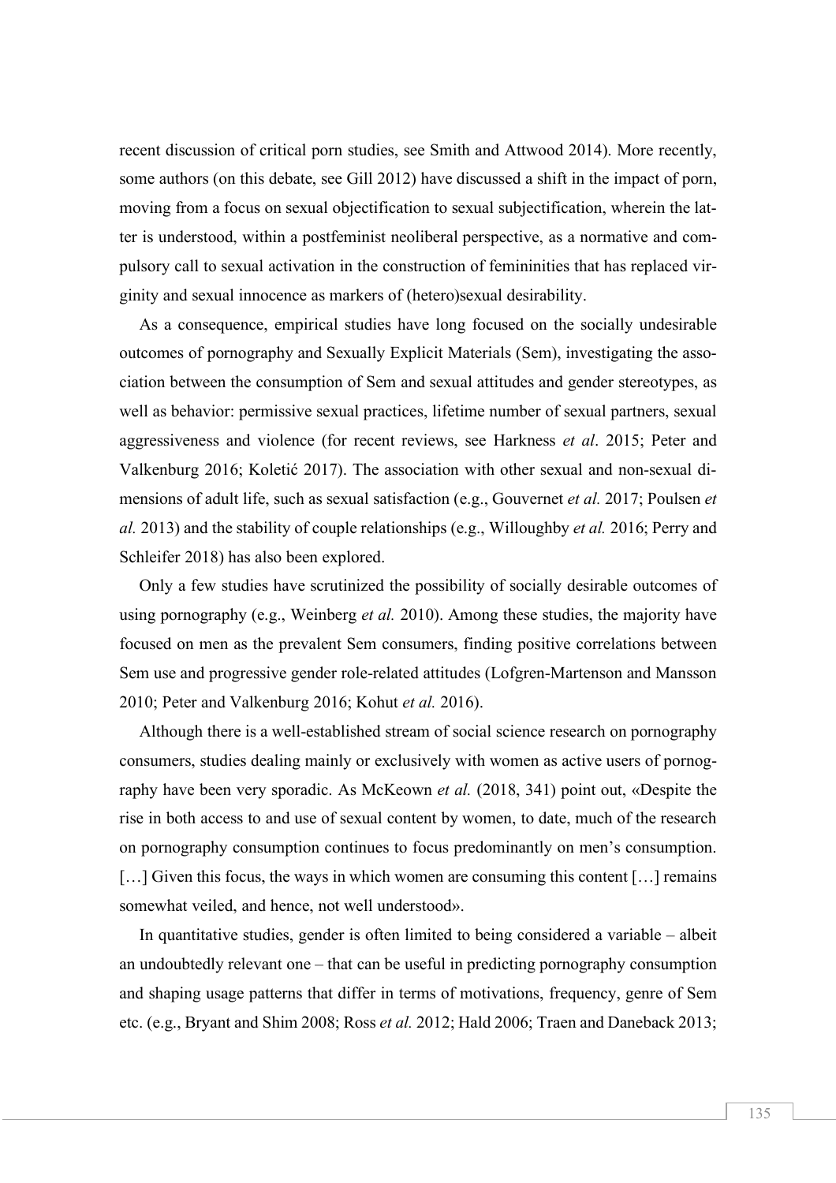recent discussion of critical porn studies, see Smith and Attwood 2014). More recently, some authors (on this debate, see Gill 2012) have discussed a shift in the impact of porn, moving from a focus on sexual objectification to sexual subjectification, wherein the latter is understood, within a postfeminist neoliberal perspective, as a normative and compulsory call to sexual activation in the construction of femininities that has replaced virginity and sexual innocence as markers of (hetero)sexual desirability.

As a consequence, empirical studies have long focused on the socially undesirable outcomes of pornography and Sexually Explicit Materials (Sem), investigating the association between the consumption of Sem and sexual attitudes and gender stereotypes, as well as behavior: permissive sexual practices, lifetime number of sexual partners, sexual aggressiveness and violence (for recent reviews, see Harkness *et al*. 2015; Peter and Valkenburg 2016; Koletić 2017). The association with other sexual and non-sexual dimensions of adult life, such as sexual satisfaction (e.g., Gouvernet *et al.* 2017; Poulsen *et al.* 2013) and the stability of couple relationships (e.g., Willoughby *et al.* 2016; Perry and Schleifer 2018) has also been explored.

Only a few studies have scrutinized the possibility of socially desirable outcomes of using pornography (e.g., Weinberg *et al.* 2010). Among these studies, the majority have focused on men as the prevalent Sem consumers, finding positive correlations between Sem use and progressive gender role-related attitudes (Lofgren-Martenson and Mansson 2010; Peter and Valkenburg 2016; Kohut *et al.* 2016).

Although there is a well-established stream of social science research on pornography consumers, studies dealing mainly or exclusively with women as active users of pornography have been very sporadic. As McKeown *et al.* (2018, 341) point out, «Despite the rise in both access to and use of sexual content by women, to date, much of the research on pornography consumption continues to focus predominantly on men's consumption. […] Given this focus, the ways in which women are consuming this content […] remains somewhat veiled, and hence, not well understood».

In quantitative studies, gender is often limited to being considered a variable – albeit an undoubtedly relevant one – that can be useful in predicting pornography consumption and shaping usage patterns that differ in terms of motivations, frequency, genre of Sem etc. (e.g., Bryant and Shim 2008; Ross *et al.* 2012; Hald 2006; Traen and Daneback 2013;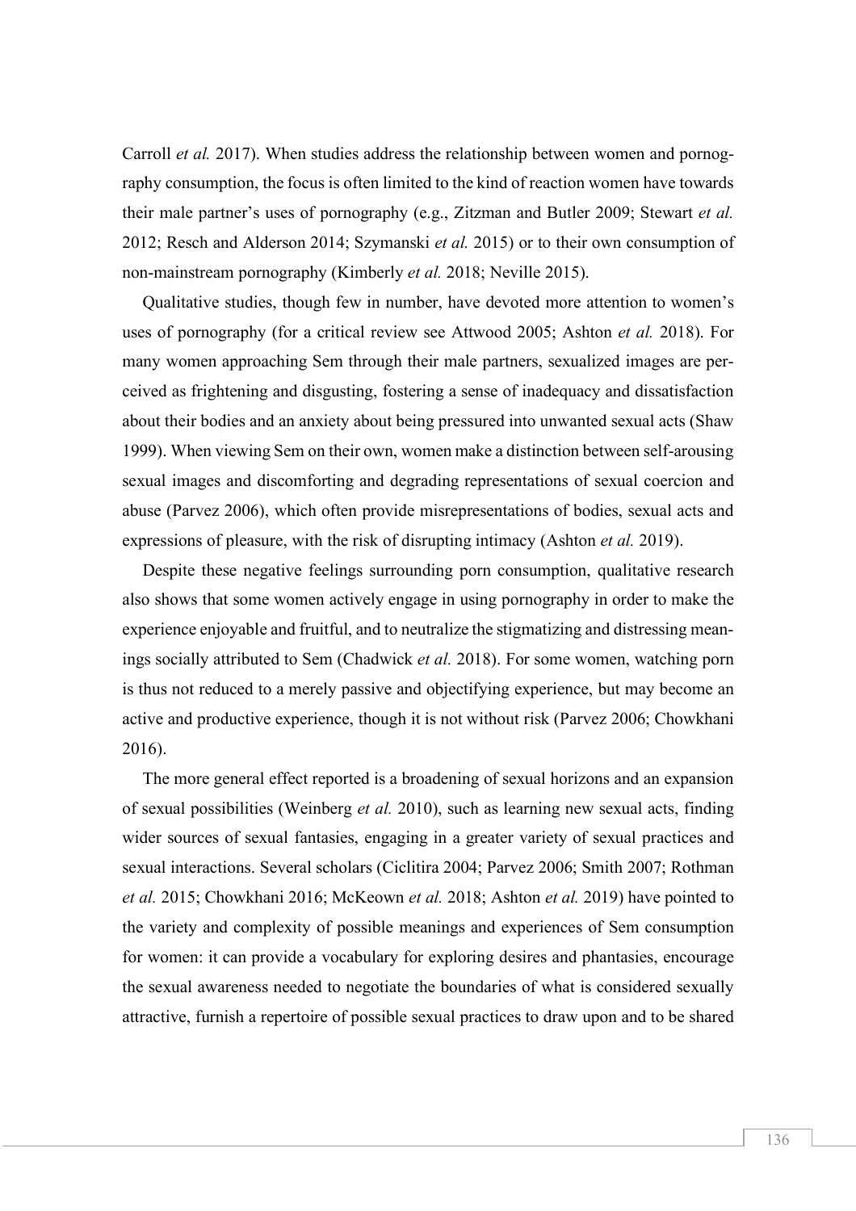Carroll *et al.* 2017). When studies address the relationship between women and pornography consumption, the focus is often limited to the kind of reaction women have towards their male partner's uses of pornography (e.g., Zitzman and Butler 2009; Stewart *et al.* 2012; Resch and Alderson 2014; Szymanski *et al.* 2015) or to their own consumption of non-mainstream pornography (Kimberly *et al.* 2018; Neville 2015).

Qualitative studies, though few in number, have devoted more attention to women's uses of pornography (for a critical review see Attwood 2005; Ashton *et al.* 2018). For many women approaching Sem through their male partners, sexualized images are perceived as frightening and disgusting, fostering a sense of inadequacy and dissatisfaction about their bodies and an anxiety about being pressured into unwanted sexual acts (Shaw 1999). When viewing Sem on their own, women make a distinction between self-arousing sexual images and discomforting and degrading representations of sexual coercion and abuse (Parvez 2006), which often provide misrepresentations of bodies, sexual acts and expressions of pleasure, with the risk of disrupting intimacy (Ashton *et al.* 2019).

Despite these negative feelings surrounding porn consumption, qualitative research also shows that some women actively engage in using pornography in order to make the experience enjoyable and fruitful, and to neutralize the stigmatizing and distressing meanings socially attributed to Sem (Chadwick *et al.* 2018). For some women, watching porn is thus not reduced to a merely passive and objectifying experience, but may become an active and productive experience, though it is not without risk (Parvez 2006; Chowkhani 2016).

The more general effect reported is a broadening of sexual horizons and an expansion of sexual possibilities (Weinberg *et al.* 2010), such as learning new sexual acts, finding wider sources of sexual fantasies, engaging in a greater variety of sexual practices and sexual interactions. Several scholars (Ciclitira 2004; Parvez 2006; Smith 2007; Rothman *et al.* 2015; Chowkhani 2016; McKeown *et al.* 2018; Ashton *et al.* 2019) have pointed to the variety and complexity of possible meanings and experiences of Sem consumption for women: it can provide a vocabulary for exploring desires and phantasies, encourage the sexual awareness needed to negotiate the boundaries of what is considered sexually attractive, furnish a repertoire of possible sexual practices to draw upon and to be shared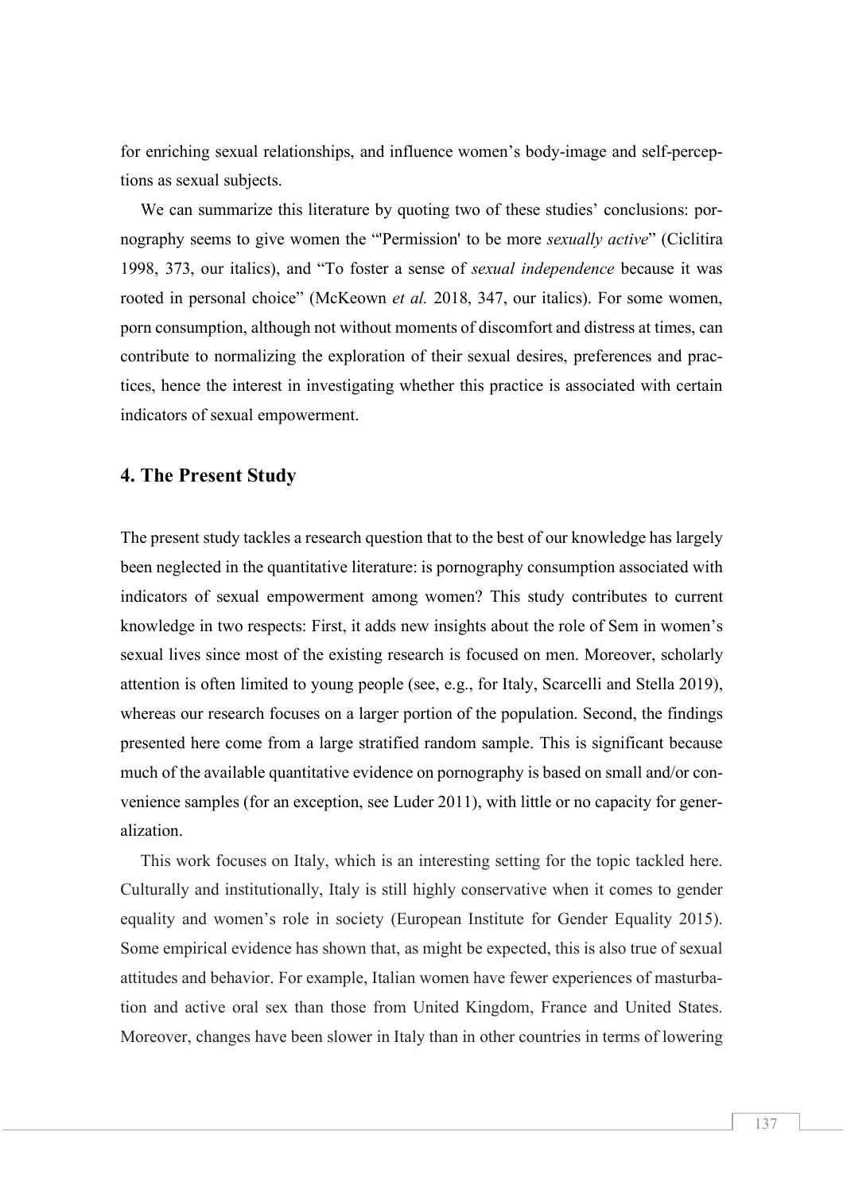for enriching sexual relationships, and influence women's body-image and self-perceptions as sexual subjects.

We can summarize this literature by quoting two of these studies' conclusions: pornography seems to give women the "'Permission' to be more *sexually active*" (Ciclitira 1998, 373, our italics), and "To foster a sense of *sexual independence* because it was rooted in personal choice" (McKeown *et al.* 2018, 347, our italics). For some women, porn consumption, although not without moments of discomfort and distress at times, can contribute to normalizing the exploration of their sexual desires, preferences and practices, hence the interest in investigating whether this practice is associated with certain indicators of sexual empowerment.

## 4. The Present Study

The present study tackles a research question that to the best of our knowledge has largely been neglected in the quantitative literature: is pornography consumption associated with indicators of sexual empowerment among women? This study contributes to current knowledge in two respects: First, it adds new insights about the role of Sem in women's sexual lives since most of the existing research is focused on men. Moreover, scholarly attention is often limited to young people (see, e.g., for Italy, Scarcelli and Stella 2019), whereas our research focuses on a larger portion of the population. Second, the findings presented here come from a large stratified random sample. This is significant because much of the available quantitative evidence on pornography is based on small and/or convenience samples (for an exception, see Luder 2011), with little or no capacity for generalization.

This work focuses on Italy, which is an interesting setting for the topic tackled here. Culturally and institutionally, Italy is still highly conservative when it comes to gender equality and women's role in society (European Institute for Gender Equality 2015). Some empirical evidence has shown that, as might be expected, this is also true of sexual attitudes and behavior. For example, Italian women have fewer experiences of masturbation and active oral sex than those from United Kingdom, France and United States. Moreover, changes have been slower in Italy than in other countries in terms of lowering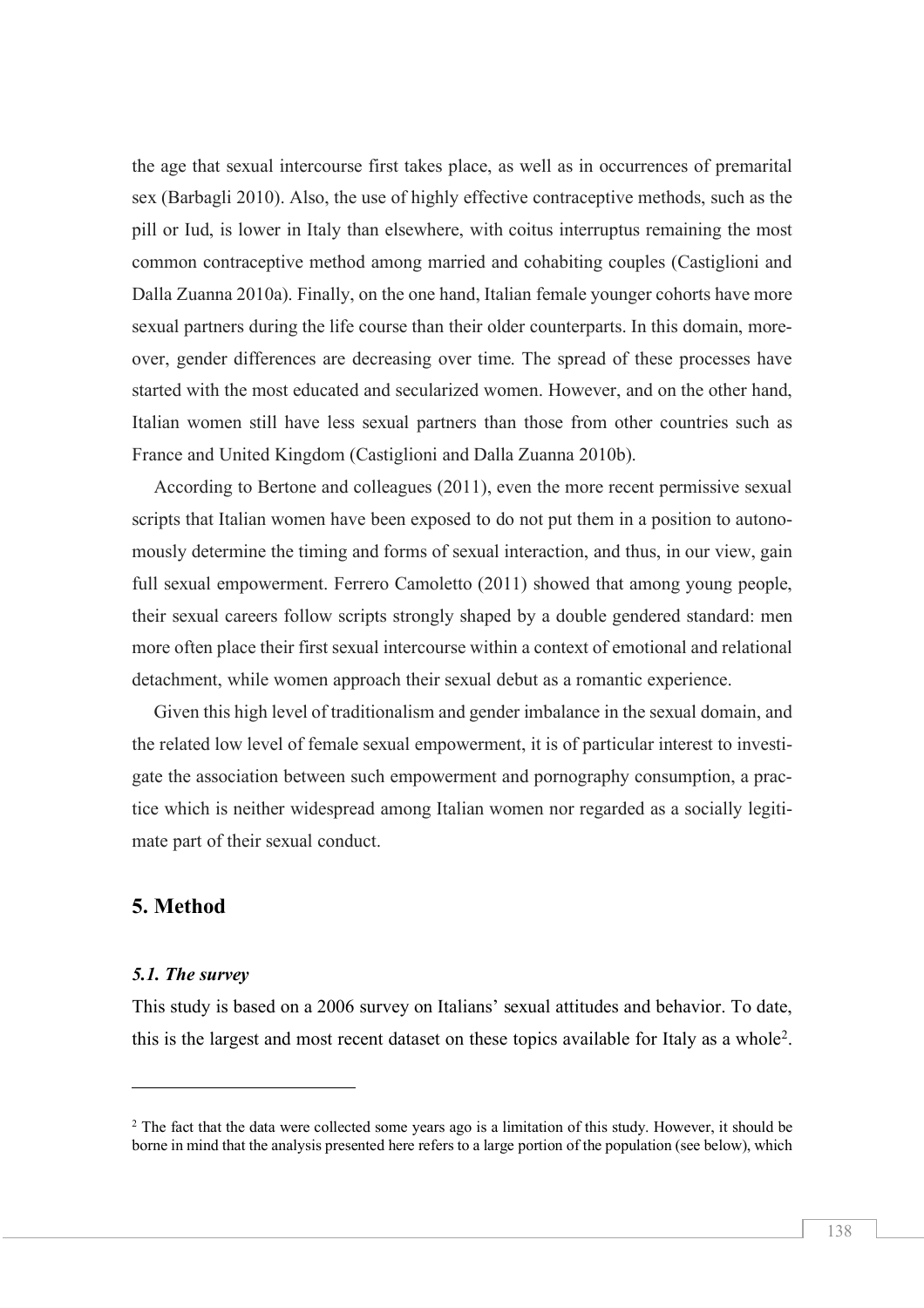the age that sexual intercourse first takes place, as well as in occurrences of premarital sex (Barbagli 2010). Also, the use of highly effective contraceptive methods, such as the pill or Iud, is lower in Italy than elsewhere, with coitus interruptus remaining the most common contraceptive method among married and cohabiting couples (Castiglioni and Dalla Zuanna 2010a). Finally, on the one hand, Italian female younger cohorts have more sexual partners during the life course than their older counterparts. In this domain, moreover, gender differences are decreasing over time. The spread of these processes have started with the most educated and secularized women. However, and on the other hand, Italian women still have less sexual partners than those from other countries such as France and United Kingdom (Castiglioni and Dalla Zuanna 2010b).

According to Bertone and colleagues (2011), even the more recent permissive sexual scripts that Italian women have been exposed to do not put them in a position to autonomously determine the timing and forms of sexual interaction, and thus, in our view, gain full sexual empowerment. Ferrero Camoletto (2011) showed that among young people, their sexual careers follow scripts strongly shaped by a double gendered standard: men more often place their first sexual intercourse within a context of emotional and relational detachment, while women approach their sexual debut as a romantic experience.

Given this high level of traditionalism and gender imbalance in the sexual domain, and the related low level of female sexual empowerment, it is of particular interest to investigate the association between such empowerment and pornography consumption, a practice which is neither widespread among Italian women nor regarded as a socially legitimate part of their sexual conduct.

## 5. Method

### *5.1. The survey*

This study is based on a 2006 survey on Italians' sexual attitudes and behavior. To date, this is the largest and most recent dataset on these topics available for Italy as a whole[2].

[2] The fact that the data were collected some years ago is a limitation of this study. However, it should be borne in mind that the analysis presented here refers to a large portion of the population (see below), which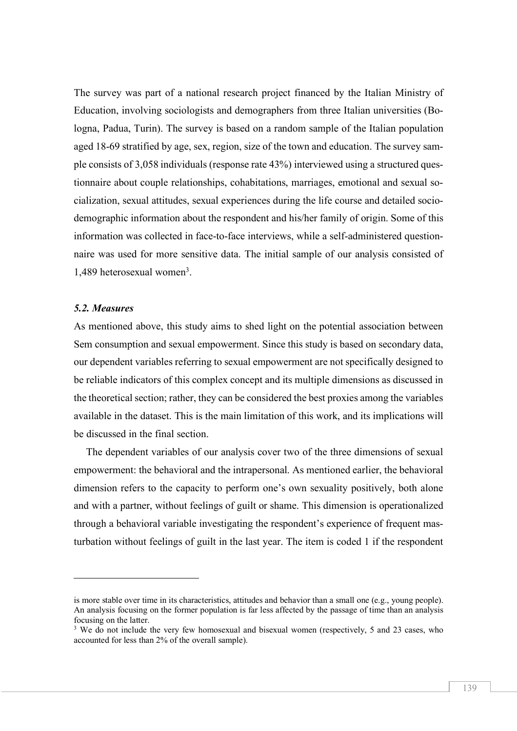The survey was part of a national research project financed by the Italian Ministry of Education, involving sociologists and demographers from three Italian universities (Bologna, Padua, Turin). The survey is based on a random sample of the Italian population aged 18-69 stratified by age, sex, region, size of the town and education. The survey sample consists of 3,058 individuals (response rate 43%) interviewed using a structured questionnaire about couple relationships, cohabitations, marriages, emotional and sexual socialization, sexual attitudes, sexual experiences during the life course and detailed socio-demographic information about the respondent and his/her family of origin. Some of this information was collected in face-to-face interviews, while a self-administered questionnaire was used for more sensitive data. The initial sample of our analysis consisted of 1,489 heterosexual women[3].

### *5.2. Measures*

As mentioned above, this study aims to shed light on the potential association between Sem consumption and sexual empowerment. Since this study is based on secondary data, our dependent variables referring to sexual empowerment are not specifically designed to be reliable indicators of this complex concept and its multiple dimensions as discussed in the theoretical section; rather, they can be considered the best proxies among the variables available in the dataset. This is the main limitation of this work, and its implications will be discussed in the final section.

The dependent variables of our analysis cover two of the three dimensions of sexual empowerment: the behavioral and the intrapersonal. As mentioned earlier, the behavioral dimension refers to the capacity to perform one's own sexuality positively, both alone and with a partner, without feelings of guilt or shame. This dimension is operationalized through a behavioral variable investigating the respondent's experience of frequent masturbation without feelings of guilt in the last year. The item is coded 1 if the respondent

---

is more stable over time in its characteristics, attitudes and behavior than a small one (e.g., young people). An analysis focusing on the former population is far less affected by the passage of time than an analysis focusing on the latter.

[3] We do not include the very few homosexual and bisexual women (respectively, 5 and 23 cases, who accounted for less than 2% of the overall sample).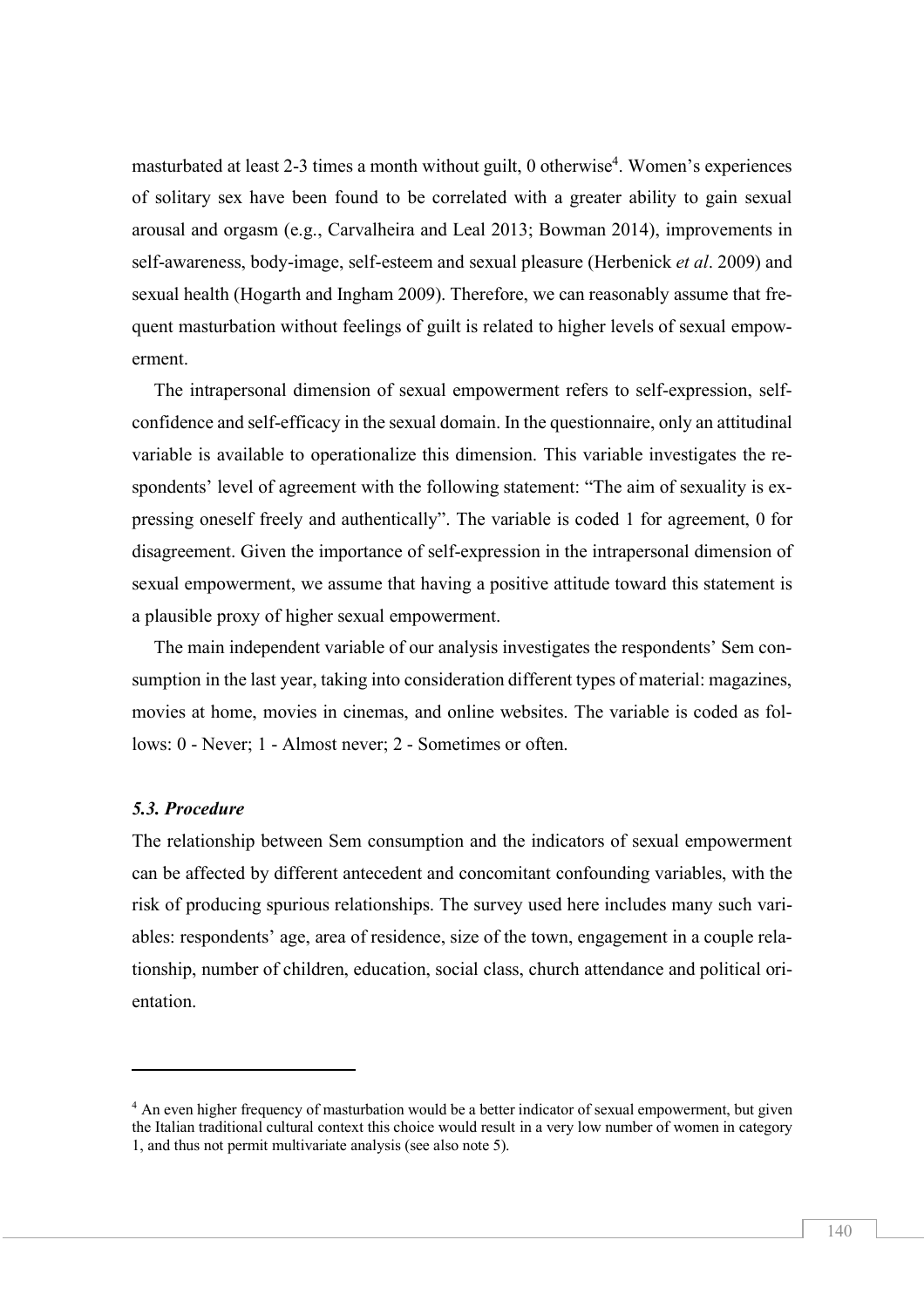masturbated at least 2-3 times a month without guilt, 0 otherwise[4]. Women's experiences of solitary sex have been found to be correlated with a greater ability to gain sexual arousal and orgasm (e.g., Carvalheira and Leal 2013; Bowman 2014), improvements in self-awareness, body-image, self-esteem and sexual pleasure (Herbenick *et al*. 2009) and sexual health (Hogarth and Ingham 2009). Therefore, we can reasonably assume that frequent masturbation without feelings of guilt is related to higher levels of sexual empowerment.

The intrapersonal dimension of sexual empowerment refers to self-expression, self-confidence and self-efficacy in the sexual domain. In the questionnaire, only an attitudinal variable is available to operationalize this dimension. This variable investigates the respondents' level of agreement with the following statement: "The aim of sexuality is expressing oneself freely and authentically". The variable is coded 1 for agreement, 0 for disagreement. Given the importance of self-expression in the intrapersonal dimension of sexual empowerment, we assume that having a positive attitude toward this statement is a plausible proxy of higher sexual empowerment.

The main independent variable of our analysis investigates the respondents' Sem consumption in the last year, taking into consideration different types of material: magazines, movies at home, movies in cinemas, and online websites. The variable is coded as follows: 0 - Never; 1 - Almost never; 2 - Sometimes or often.

### *5.3. Procedure*

The relationship between Sem consumption and the indicators of sexual empowerment can be affected by different antecedent and concomitant confounding variables, with the risk of producing spurious relationships. The survey used here includes many such variables: respondents' age, area of residence, size of the town, engagement in a couple relationship, number of children, education, social class, church attendance and political orientation.

---

[4] An even higher frequency of masturbation would be a better indicator of sexual empowerment, but given the Italian traditional cultural context this choice would result in a very low number of women in category 1, and thus not permit multivariate analysis (see also note 5).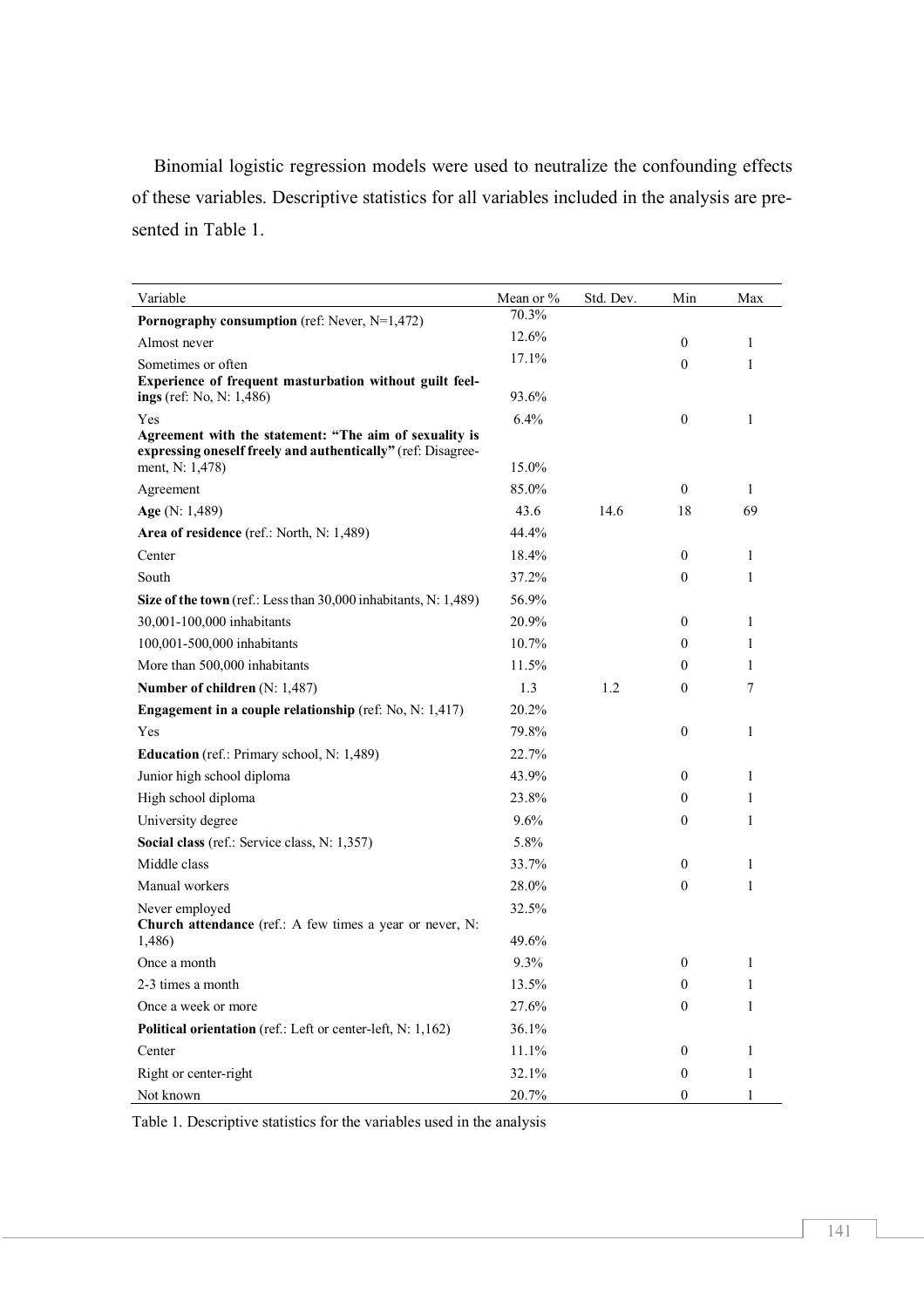Binomial logistic regression models were used to neutralize the confounding effects of these variables. Descriptive statistics for all variables included in the analysis are presented in Table 1.

| Variable | Mean or % | Std. Dev. | Min | Max |
|---|---|---|---|---|
| **Pornography consumption** (ref: Never, N=1,472) | 70.3% | | | |
| Almost never | 12.6% | | 0 | 1 |
| Sometimes or often | 17.1% | | 0 | 1 |
| **Experience of frequent masturbation without guilt feelings** (ref: No, N: 1,486) | 93.6% | | | |
| Yes | 6.4% | | 0 | 1 |
| **Agreement with the statement: "The aim of sexuality is expressing oneself freely and authentically"** (ref: Disagreement, N: 1,478) | 15.0% | | | |
| Agreement | 85.0% | | 0 | 1 |
| **Age** (N: 1,489) | 43.6 | 14.6 | 18 | 69 |
| **Area of residence** (ref.: North, N: 1,489) | 44.4% | | | |
| Center | 18.4% | | 0 | 1 |
| South | 37.2% | | 0 | 1 |
| **Size of the town** (ref.: Less than 30,000 inhabitants, N: 1,489) | 56.9% | | | |
| 30,001-100,000 inhabitants | 20.9% | | 0 | 1 |
| 100,001-500,000 inhabitants | 10.7% | | 0 | 1 |
| More than 500,000 inhabitants | 11.5% | | 0 | 1 |
| **Number of children** (N: 1,487) | 1.3 | 1.2 | 0 | 7 |
| **Engagement in a couple relationship** (ref: No, N: 1,417) | 20.2% | | | |
| Yes | 79.8% | | 0 | 1 |
| **Education** (ref.: Primary school, N: 1,489) | 22.7% | | | |
| Junior high school diploma | 43.9% | | 0 | 1 |
| High school diploma | 23.8% | | 0 | 1 |
| University degree | 9.6% | | 0 | 1 |
| **Social class** (ref.: Service class, N: 1,357) | 5.8% | | | |
| Middle class | 33.7% | | 0 | 1 |
| Manual workers | 28.0% | | 0 | 1 |
| Never employed | 32.5% | | | |
| **Church attendance** (ref.: A few times a year or never, N: 1,486) | 49.6% | | | |
| Once a month | 9.3% | | 0 | 1 |
| 2-3 times a month | 13.5% | | 0 | 1 |
| Once a week or more | 27.6% | | 0 | 1 |
| **Political orientation** (ref.: Left or center-left, N: 1,162) | 36.1% | | | |
| Center | 11.1% | | 0 | 1 |
| Right or center-right | 32.1% | | 0 | 1 |
| Not known | 20.7% | | 0 | 1 |

Table 1. Descriptive statistics for the variables used in the analysis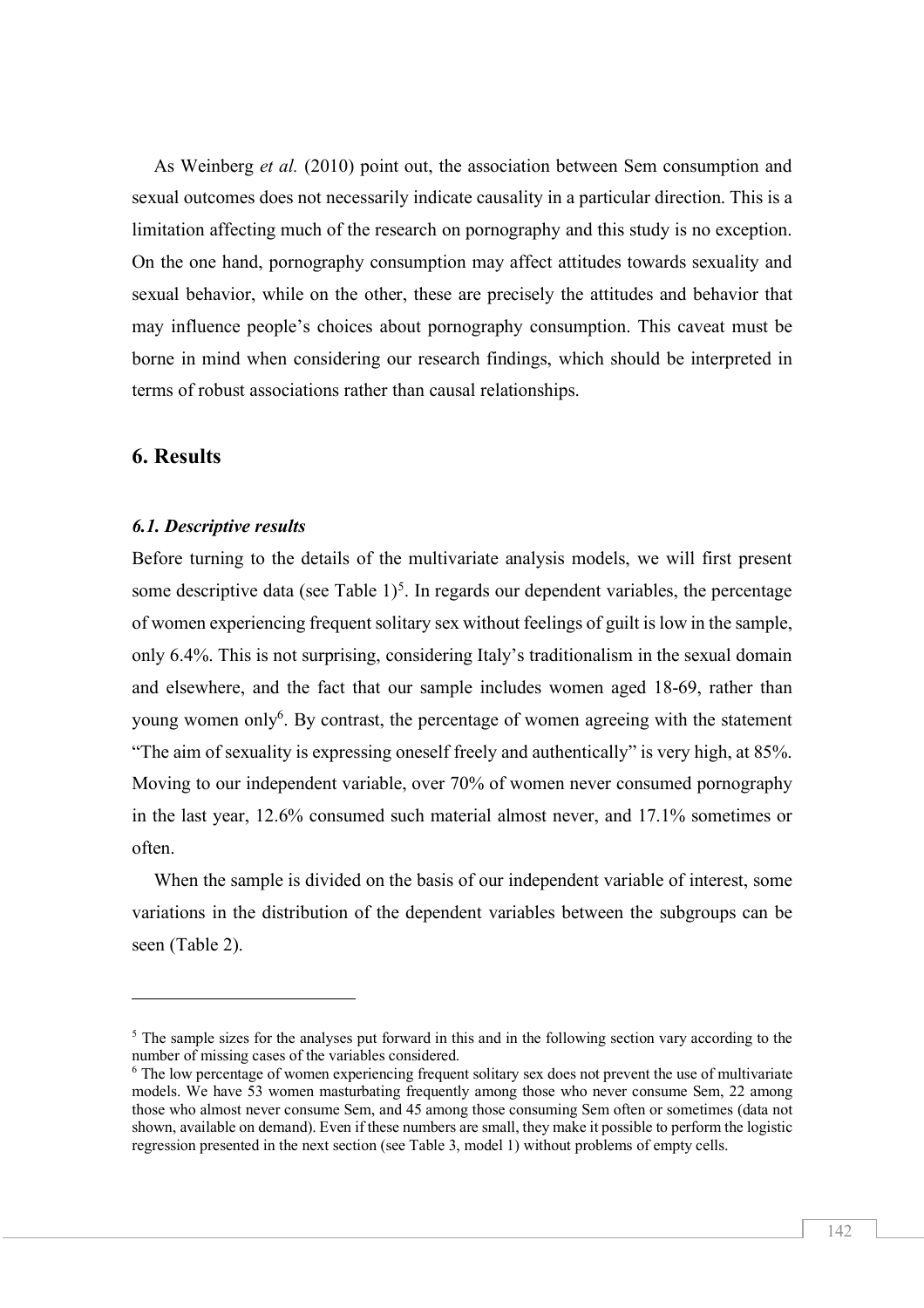As Weinberg *et al.* (2010) point out, the association between Sem consumption and sexual outcomes does not necessarily indicate causality in a particular direction. This is a limitation affecting much of the research on pornography and this study is no exception. On the one hand, pornography consumption may affect attitudes towards sexuality and sexual behavior, while on the other, these are precisely the attitudes and behavior that may influence people's choices about pornography consumption. This caveat must be borne in mind when considering our research findings, which should be interpreted in terms of robust associations rather than causal relationships.

## 6. Results

### *6.1. Descriptive results*

Before turning to the details of the multivariate analysis models, we will first present some descriptive data (see Table 1)[5]. In regards our dependent variables, the percentage of women experiencing frequent solitary sex without feelings of guilt is low in the sample, only 6.4%. This is not surprising, considering Italy's traditionalism in the sexual domain and elsewhere, and the fact that our sample includes women aged 18-69, rather than young women only[6]. By contrast, the percentage of women agreeing with the statement "The aim of sexuality is expressing oneself freely and authentically" is very high, at 85%. Moving to our independent variable, over 70% of women never consumed pornography in the last year, 12.6% consumed such material almost never, and 17.1% sometimes or often.

When the sample is divided on the basis of our independent variable of interest, some variations in the distribution of the dependent variables between the subgroups can be seen (Table 2).

---

[5] The sample sizes for the analyses put forward in this and in the following section vary according to the number of missing cases of the variables considered.

[6] The low percentage of women experiencing frequent solitary sex does not prevent the use of multivariate models. We have 53 women masturbating frequently among those who never consume Sem, 22 among those who almost never consume Sem, and 45 among those consuming Sem often or sometimes (data not shown, available on demand). Even if these numbers are small, they make it possible to perform the logistic regression presented in the next section (see Table 3, model 1) without problems of empty cells.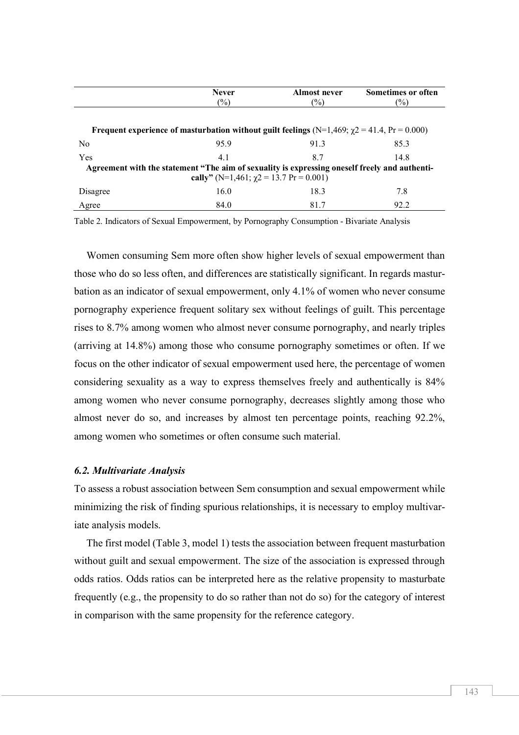|  | Never (%) | Almost never (%) | Sometimes or often (%) |
|---|---|---|---|
| **Frequent experience of masturbation without guilt feelings** (N=1,469; $\chi 2$ = 41.4, Pr = 0.000) | | | |
| No | 95.9 | 91.3 | 85.3 |
| Yes | 4.1 | 8.7 | 14.8 |
| **Agreement with the statement "The aim of sexuality is expressing oneself freely and authentically"** (N=1,461; $\chi 2$ = 13.7 Pr = 0.001) | | | |
| Disagree | 16.0 | 18.3 | 7.8 |
| Agree | 84.0 | 81.7 | 92.2 |

Table 2. Indicators of Sexual Empowerment, by Pornography Consumption - Bivariate Analysis

Women consuming Sem more often show higher levels of sexual empowerment than those who do so less often, and differences are statistically significant. In regards masturbation as an indicator of sexual empowerment, only 4.1% of women who never consume pornography experience frequent solitary sex without feelings of guilt. This percentage rises to 8.7% among women who almost never consume pornography, and nearly triples (arriving at 14.8%) among those who consume pornography sometimes or often. If we focus on the other indicator of sexual empowerment used here, the percentage of women considering sexuality as a way to express themselves freely and authentically is 84% among women who never consume pornography, decreases slightly among those who almost never do so, and increases by almost ten percentage points, reaching 92.2%, among women who sometimes or often consume such material.

### *6.2. Multivariate Analysis*

To assess a robust association between Sem consumption and sexual empowerment while minimizing the risk of finding spurious relationships, it is necessary to employ multivariate analysis models.

The first model (Table 3, model 1) tests the association between frequent masturbation without guilt and sexual empowerment. The size of the association is expressed through odds ratios. Odds ratios can be interpreted here as the relative propensity to masturbate frequently (e.g., the propensity to do so rather than not do so) for the category of interest in comparison with the same propensity for the reference category.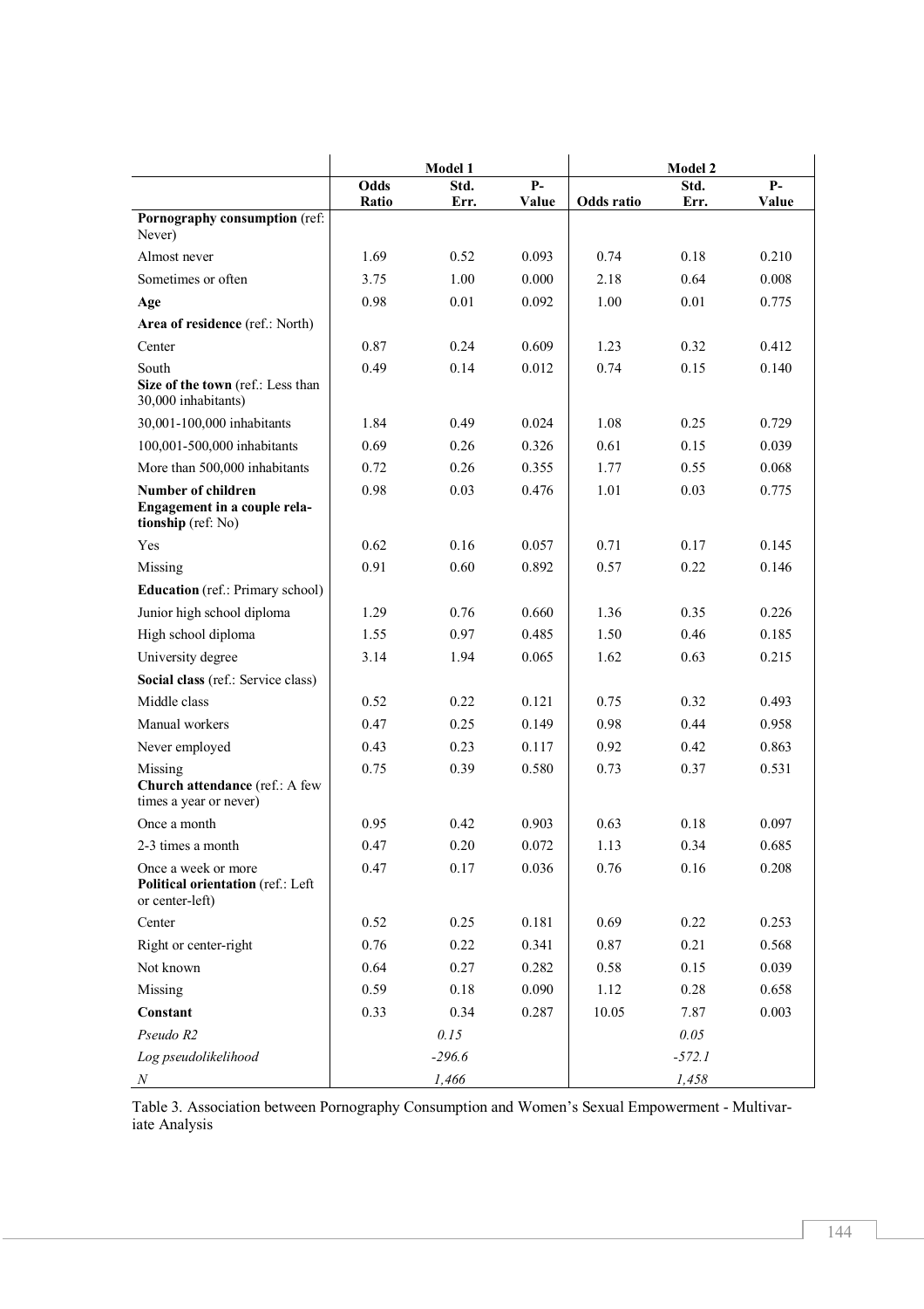| | Model 1 | | | Model 2 | | |
|---|---|---|---|---|---|---|
| | Odds Ratio | Std. Err. | P-Value | Odds ratio | Std. Err. | P-Value |
| **Pornography consumption** (ref: Never) | | | | | | |
| Almost never | 1.69 | 0.52 | 0.093 | 0.74 | 0.18 | 0.210 |
| Sometimes or often | 3.75 | 1.00 | 0.000 | 2.18 | 0.64 | 0.008 |
| **Age** | 0.98 | 0.01 | 0.092 | 1.00 | 0.01 | 0.775 |
| **Area of residence** (ref.: North) | | | | | | |
| Center | 0.87 | 0.24 | 0.609 | 1.23 | 0.32 | 0.412 |
| South | 0.49 | 0.14 | 0.012 | 0.74 | 0.15 | 0.140 |
| **Size of the town** (ref.: Less than 30,000 inhabitants) | | | | | | |
| 30,001-100,000 inhabitants | 1.84 | 0.49 | 0.024 | 1.08 | 0.25 | 0.729 |
| 100,001-500,000 inhabitants | 0.69 | 0.26 | 0.326 | 0.61 | 0.15 | 0.039 |
| More than 500,000 inhabitants | 0.72 | 0.26 | 0.355 | 1.77 | 0.55 | 0.068 |
| **Number of children** | 0.98 | 0.03 | 0.476 | 1.01 | 0.03 | 0.775 |
| **Engagement in a couple relationship** (ref: No) | | | | | | |
| Yes | 0.62 | 0.16 | 0.057 | 0.71 | 0.17 | 0.145 |
| Missing | 0.91 | 0.60 | 0.892 | 0.57 | 0.22 | 0.146 |
| **Education** (ref.: Primary school) | | | | | | |
| Junior high school diploma | 1.29 | 0.76 | 0.660 | 1.36 | 0.35 | 0.226 |
| High school diploma | 1.55 | 0.97 | 0.485 | 1.50 | 0.46 | 0.185 |
| University degree | 3.14 | 1.94 | 0.065 | 1.62 | 0.63 | 0.215 |
| **Social class** (ref.: Service class) | | | | | | |
| Middle class | 0.52 | 0.22 | 0.121 | 0.75 | 0.32 | 0.493 |
| Manual workers | 0.47 | 0.25 | 0.149 | 0.98 | 0.44 | 0.958 |
| Never employed | 0.43 | 0.23 | 0.117 | 0.92 | 0.42 | 0.863 |
| Missing | 0.75 | 0.39 | 0.580 | 0.73 | 0.37 | 0.531 |
| **Church attendance** (ref.: A few times a year or never) | | | | | | |
| Once a month | 0.95 | 0.42 | 0.903 | 0.63 | 0.18 | 0.097 |
| 2-3 times a month | 0.47 | 0.20 | 0.072 | 1.13 | 0.34 | 0.685 |
| Once a week or more | 0.47 | 0.17 | 0.036 | 0.76 | 0.16 | 0.208 |
| **Political orientation** (ref.: Left or center-left) | | | | | | |
| Center | 0.52 | 0.25 | 0.181 | 0.69 | 0.22 | 0.253 |
| Right or center-right | 0.76 | 0.22 | 0.341 | 0.87 | 0.21 | 0.568 |
| Not known | 0.64 | 0.27 | 0.282 | 0.58 | 0.15 | 0.039 |
| Missing | 0.59 | 0.18 | 0.090 | 1.12 | 0.28 | 0.658 |
| **Constant** | 0.33 | 0.34 | 0.287 | 10.05 | 7.87 | 0.003 |
| *Pseudo R2* | | *0.15* | | | *0.05* | |
| *Log pseudolikelihood* | | *-296.6* | | | *-572.1* | |
| *N* | | *1,466* | | | *1,458* | |

Table 3. Association between Pornography Consumption and Women's Sexual Empowerment - Multivariate Analysis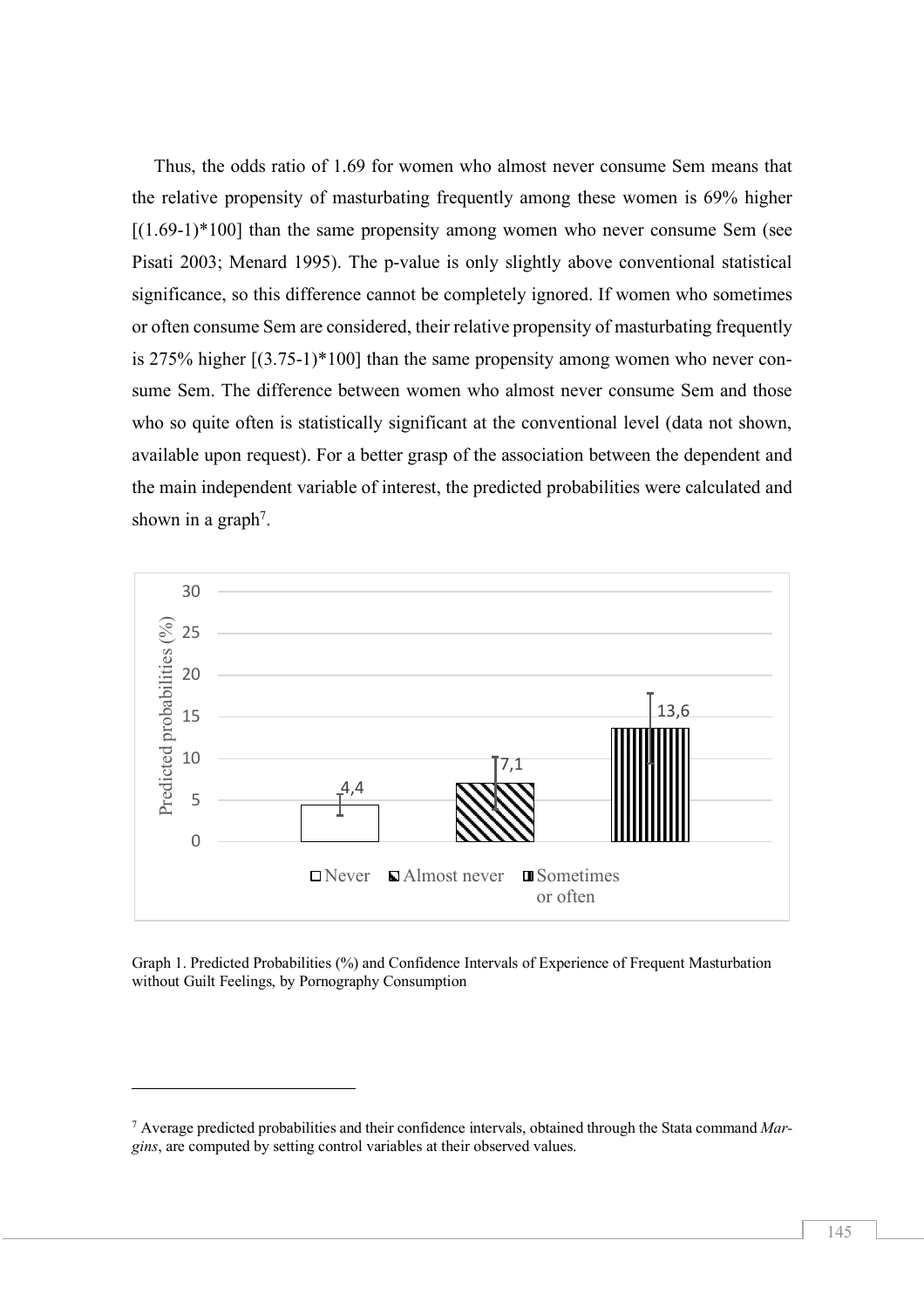Thus, the odds ratio of 1.69 for women who almost never consume Sem means that the relative propensity of masturbating frequently among these women is 69% higher [(1.69-1)*100] than the same propensity among women who never consume Sem (see Pisati 2003; Menard 1995). The p-value is only slightly above conventional statistical significance, so this difference cannot be completely ignored. If women who sometimes or often consume Sem are considered, their relative propensity of masturbating frequently is 275% higher [(3.75-1)*100] than the same propensity among women who never consume Sem. The difference between women who almost never consume Sem and those who so quite often is statistically significant at the conventional level (data not shown, available upon request). For a better grasp of the association between the dependent and the main independent variable of interest, the predicted probabilities were calculated and shown in a graph[7].

| | Never | Almost never | Sometimes or often |
|---|---|---|---|
| Predicted probabilities (%) | 4,4 | 7,1 | 13,6 |

Graph 1. Predicted Probabilities (%) and Confidence Intervals of Experience of Frequent Masturbation without Guilt Feelings, by Pornography Consumption

[7] Average predicted probabilities and their confidence intervals, obtained through the Stata command *Margins*, are computed by setting control variables at their observed values.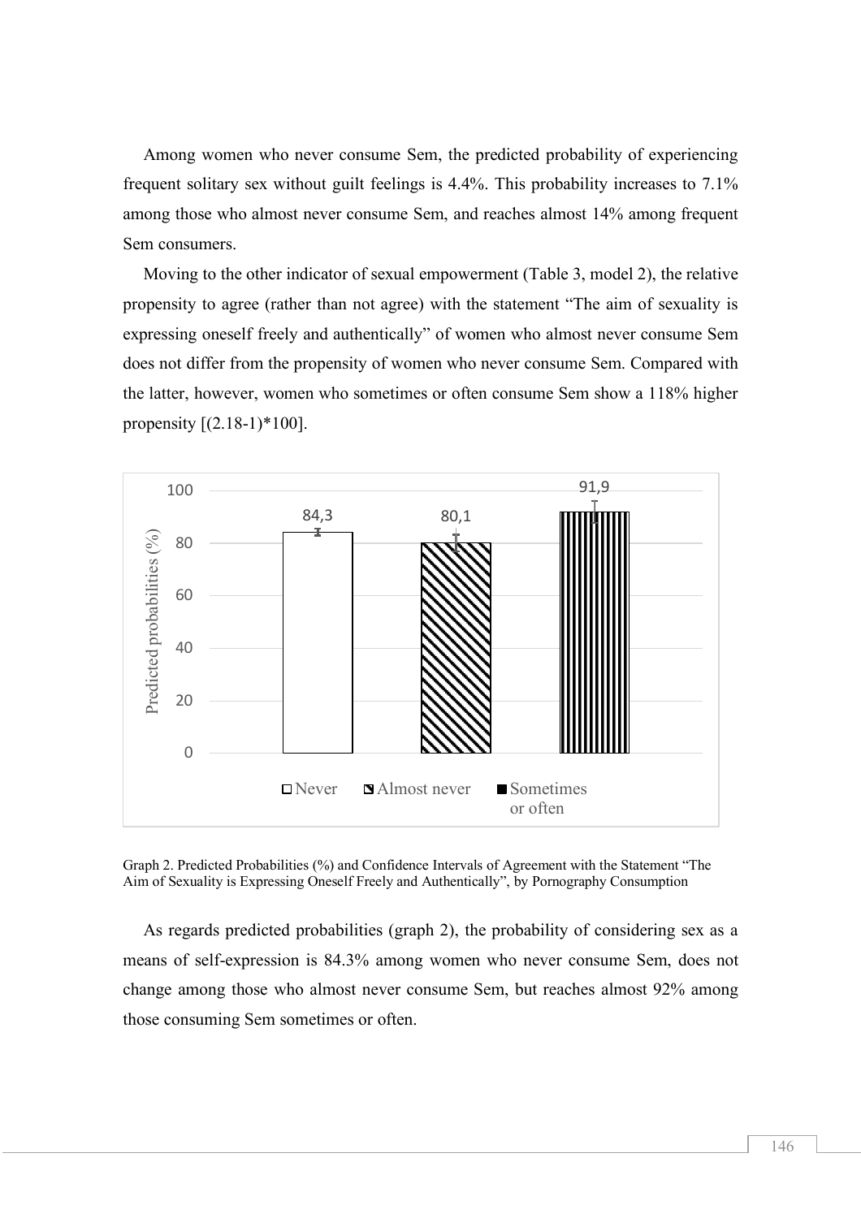Among women who never consume Sem, the predicted probability of experiencing frequent solitary sex without guilt feelings is 4.4%. This probability increases to 7.1% among those who almost never consume Sem, and reaches almost 14% among frequent Sem consumers.

Moving to the other indicator of sexual empowerment (Table 3, model 2), the relative propensity to agree (rather than not agree) with the statement "The aim of sexuality is expressing oneself freely and authentically" of women who almost never consume Sem does not differ from the propensity of women who never consume Sem. Compared with the latter, however, women who sometimes or often consume Sem show a 118% higher propensity [(2.18-1)*100].

Graph 2. Predicted Probabilities (%) and Confidence Intervals of Agreement with the Statement "The Aim of Sexuality is Expressing Oneself Freely and Authentically", by Pornography Consumption

As regards predicted probabilities (graph 2), the probability of considering sex as a means of self-expression is 84.3% among women who never consume Sem, does not change among those who almost never consume Sem, but reaches almost 92% among those consuming Sem sometimes or often.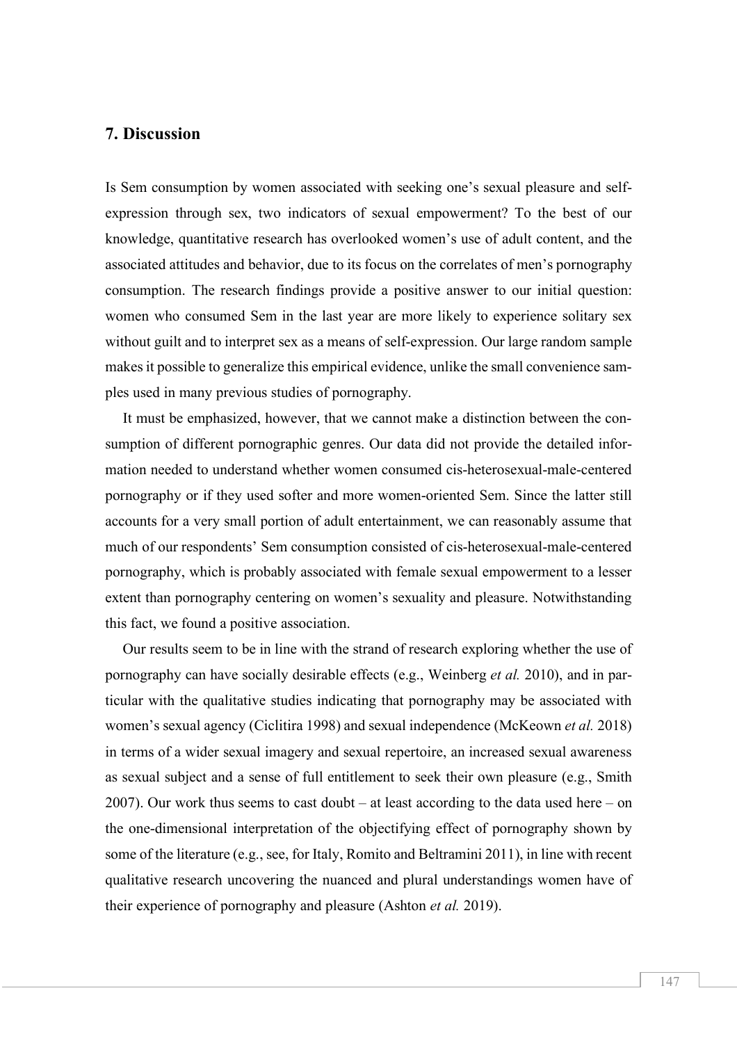## 7. Discussion

Is Sem consumption by women associated with seeking one's sexual pleasure and self-expression through sex, two indicators of sexual empowerment? To the best of our knowledge, quantitative research has overlooked women's use of adult content, and the associated attitudes and behavior, due to its focus on the correlates of men's pornography consumption. The research findings provide a positive answer to our initial question: women who consumed Sem in the last year are more likely to experience solitary sex without guilt and to interpret sex as a means of self-expression. Our large random sample makes it possible to generalize this empirical evidence, unlike the small convenience samples used in many previous studies of pornography.

It must be emphasized, however, that we cannot make a distinction between the consumption of different pornographic genres. Our data did not provide the detailed information needed to understand whether women consumed cis-heterosexual-male-centered pornography or if they used softer and more women-oriented Sem. Since the latter still accounts for a very small portion of adult entertainment, we can reasonably assume that much of our respondents' Sem consumption consisted of cis-heterosexual-male-centered pornography, which is probably associated with female sexual empowerment to a lesser extent than pornography centering on women's sexuality and pleasure. Notwithstanding this fact, we found a positive association.

Our results seem to be in line with the strand of research exploring whether the use of pornography can have socially desirable effects (e.g., Weinberg *et al.* 2010), and in particular with the qualitative studies indicating that pornography may be associated with women's sexual agency (Ciclitira 1998) and sexual independence (McKeown *et al.* 2018) in terms of a wider sexual imagery and sexual repertoire, an increased sexual awareness as sexual subject and a sense of full entitlement to seek their own pleasure (e.g., Smith 2007). Our work thus seems to cast doubt – at least according to the data used here – on the one-dimensional interpretation of the objectifying effect of pornography shown by some of the literature (e.g., see, for Italy, Romito and Beltramini 2011), in line with recent qualitative research uncovering the nuanced and plural understandings women have of their experience of pornography and pleasure (Ashton *et al.* 2019).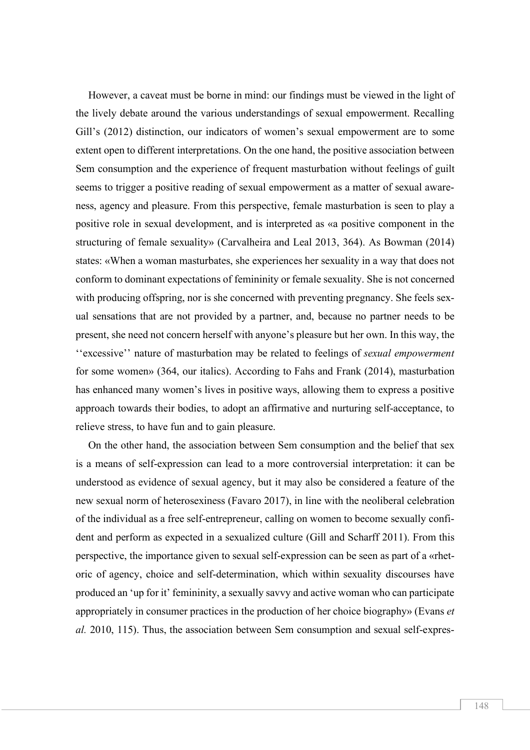However, a caveat must be borne in mind: our findings must be viewed in the light of the lively debate around the various understandings of sexual empowerment. Recalling Gill's (2012) distinction, our indicators of women's sexual empowerment are to some extent open to different interpretations. On the one hand, the positive association between Sem consumption and the experience of frequent masturbation without feelings of guilt seems to trigger a positive reading of sexual empowerment as a matter of sexual awareness, agency and pleasure. From this perspective, female masturbation is seen to play a positive role in sexual development, and is interpreted as «a positive component in the structuring of female sexuality» (Carvalheira and Leal 2013, 364). As Bowman (2014) states: «When a woman masturbates, she experiences her sexuality in a way that does not conform to dominant expectations of femininity or female sexuality. She is not concerned with producing offspring, nor is she concerned with preventing pregnancy. She feels sexual sensations that are not provided by a partner, and, because no partner needs to be present, she need not concern herself with anyone's pleasure but her own. In this way, the ''excessive'' nature of masturbation may be related to feelings of *sexual empowerment* for some women» (364, our italics). According to Fahs and Frank (2014), masturbation has enhanced many women's lives in positive ways, allowing them to express a positive approach towards their bodies, to adopt an affirmative and nurturing self-acceptance, to relieve stress, to have fun and to gain pleasure.

On the other hand, the association between Sem consumption and the belief that sex is a means of self-expression can lead to a more controversial interpretation: it can be understood as evidence of sexual agency, but it may also be considered a feature of the new sexual norm of heterosexiness (Favaro 2017), in line with the neoliberal celebration of the individual as a free self-entrepreneur, calling on women to become sexually confident and perform as expected in a sexualized culture (Gill and Scharff 2011). From this perspective, the importance given to sexual self-expression can be seen as part of a «rhetoric of agency, choice and self-determination, which within sexuality discourses have produced an 'up for it' femininity, a sexually savvy and active woman who can participate appropriately in consumer practices in the production of her choice biography» (Evans *et al.* 2010, 115). Thus, the association between Sem consumption and sexual self-expres-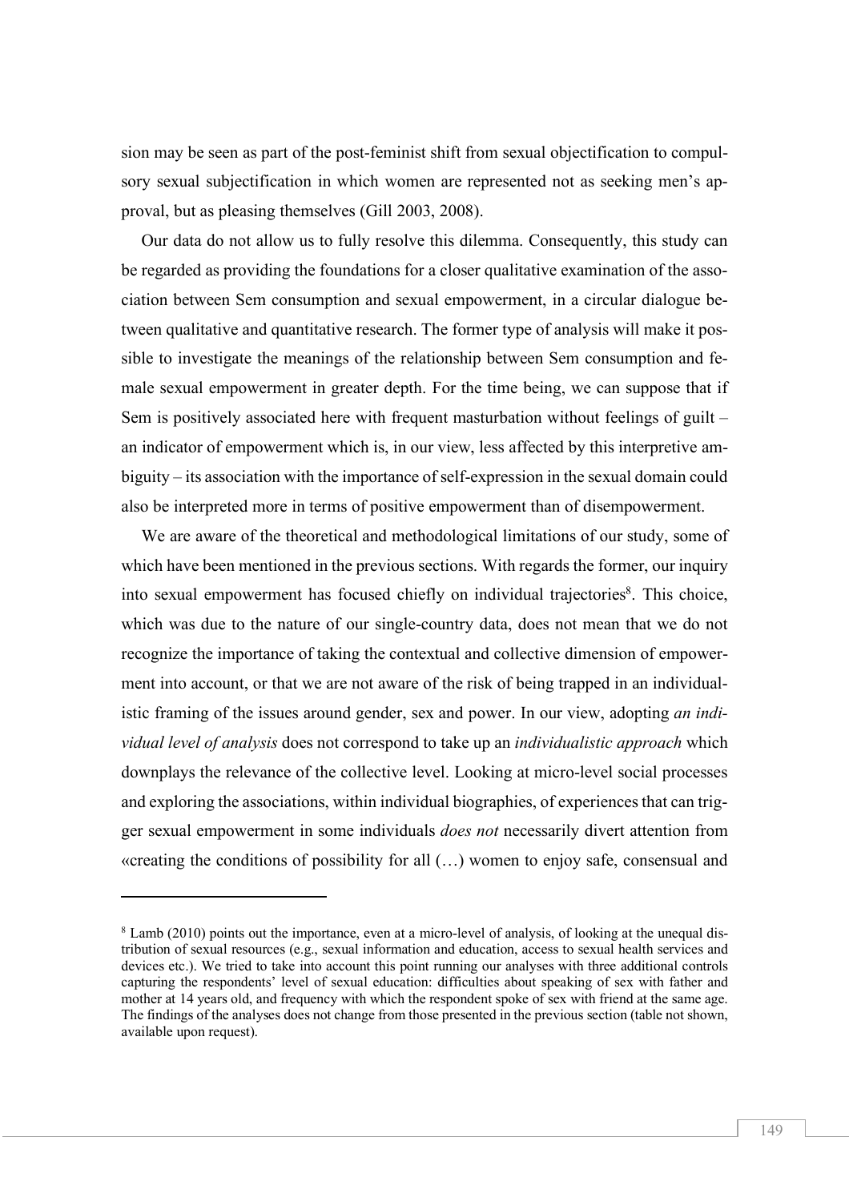sion may be seen as part of the post-feminist shift from sexual objectification to compulsory sexual subjectification in which women are represented not as seeking men's approval, but as pleasing themselves (Gill 2003, 2008).

Our data do not allow us to fully resolve this dilemma. Consequently, this study can be regarded as providing the foundations for a closer qualitative examination of the association between Sem consumption and sexual empowerment, in a circular dialogue between qualitative and quantitative research. The former type of analysis will make it possible to investigate the meanings of the relationship between Sem consumption and female sexual empowerment in greater depth. For the time being, we can suppose that if Sem is positively associated here with frequent masturbation without feelings of guilt – an indicator of empowerment which is, in our view, less affected by this interpretive ambiguity – its association with the importance of self-expression in the sexual domain could also be interpreted more in terms of positive empowerment than of disempowerment.

We are aware of the theoretical and methodological limitations of our study, some of which have been mentioned in the previous sections. With regards the former, our inquiry into sexual empowerment has focused chiefly on individual trajectories[8]. This choice, which was due to the nature of our single-country data, does not mean that we do not recognize the importance of taking the contextual and collective dimension of empowerment into account, or that we are not aware of the risk of being trapped in an individualistic framing of the issues around gender, sex and power. In our view, adopting *an individual level of analysis* does not correspond to take up an *individualistic approach* which downplays the relevance of the collective level. Looking at micro-level social processes and exploring the associations, within individual biographies, of experiences that can trigger sexual empowerment in some individuals *does not* necessarily divert attention from «creating the conditions of possibility for all (…) women to enjoy safe, consensual and

[8] Lamb (2010) points out the importance, even at a micro-level of analysis, of looking at the unequal distribution of sexual resources (e.g., sexual information and education, access to sexual health services and devices etc.). We tried to take into account this point running our analyses with three additional controls capturing the respondents' level of sexual education: difficulties about speaking of sex with father and mother at 14 years old, and frequency with which the respondent spoke of sex with friend at the same age. The findings of the analyses does not change from those presented in the previous section (table not shown, available upon request).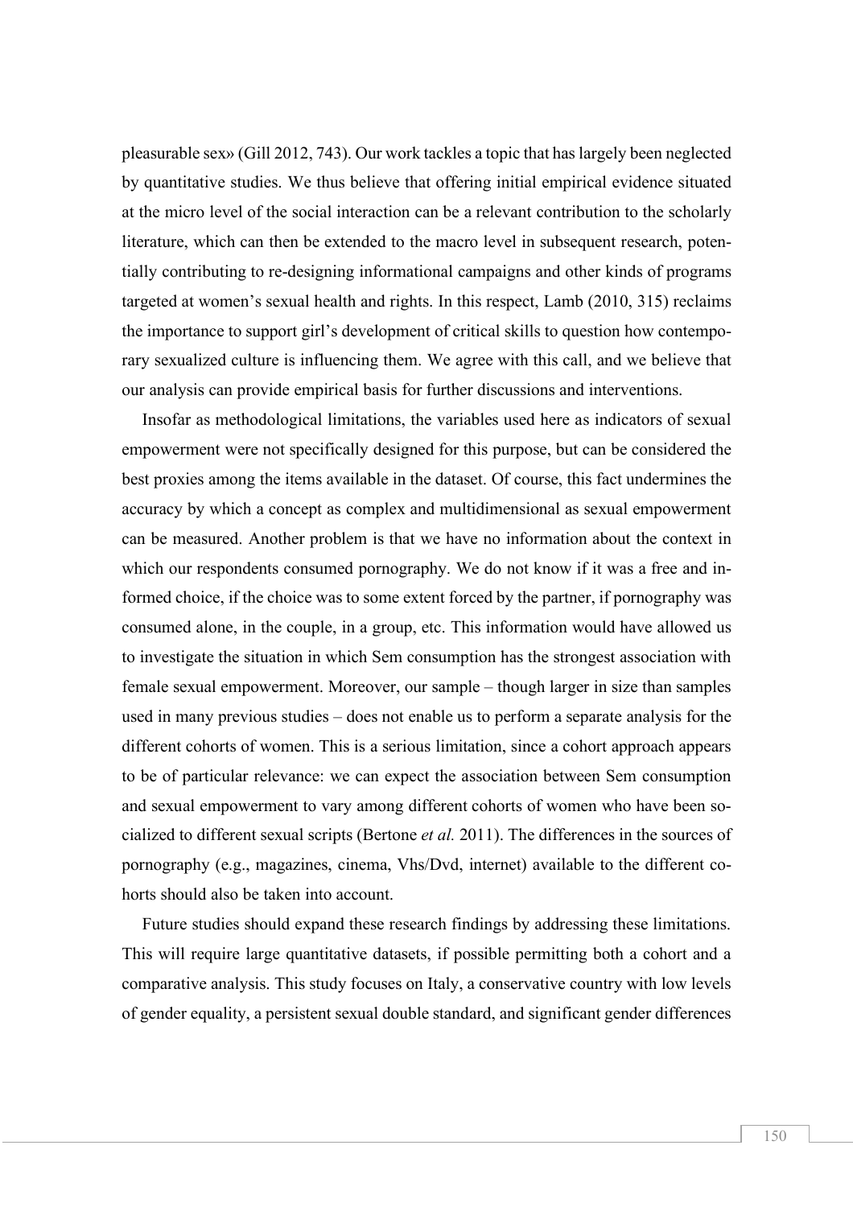pleasurable sex» (Gill 2012, 743). Our work tackles a topic that has largely been neglected by quantitative studies. We thus believe that offering initial empirical evidence situated at the micro level of the social interaction can be a relevant contribution to the scholarly literature, which can then be extended to the macro level in subsequent research, potentially contributing to re-designing informational campaigns and other kinds of programs targeted at women's sexual health and rights. In this respect, Lamb (2010, 315) reclaims the importance to support girl's development of critical skills to question how contemporary sexualized culture is influencing them. We agree with this call, and we believe that our analysis can provide empirical basis for further discussions and interventions.

Insofar as methodological limitations, the variables used here as indicators of sexual empowerment were not specifically designed for this purpose, but can be considered the best proxies among the items available in the dataset. Of course, this fact undermines the accuracy by which a concept as complex and multidimensional as sexual empowerment can be measured. Another problem is that we have no information about the context in which our respondents consumed pornography. We do not know if it was a free and informed choice, if the choice was to some extent forced by the partner, if pornography was consumed alone, in the couple, in a group, etc. This information would have allowed us to investigate the situation in which Sem consumption has the strongest association with female sexual empowerment. Moreover, our sample – though larger in size than samples used in many previous studies – does not enable us to perform a separate analysis for the different cohorts of women. This is a serious limitation, since a cohort approach appears to be of particular relevance: we can expect the association between Sem consumption and sexual empowerment to vary among different cohorts of women who have been socialized to different sexual scripts (Bertone *et al.* 2011). The differences in the sources of pornography (e.g., magazines, cinema, Vhs/Dvd, internet) available to the different cohorts should also be taken into account.

Future studies should expand these research findings by addressing these limitations. This will require large quantitative datasets, if possible permitting both a cohort and a comparative analysis. This study focuses on Italy, a conservative country with low levels of gender equality, a persistent sexual double standard, and significant gender differences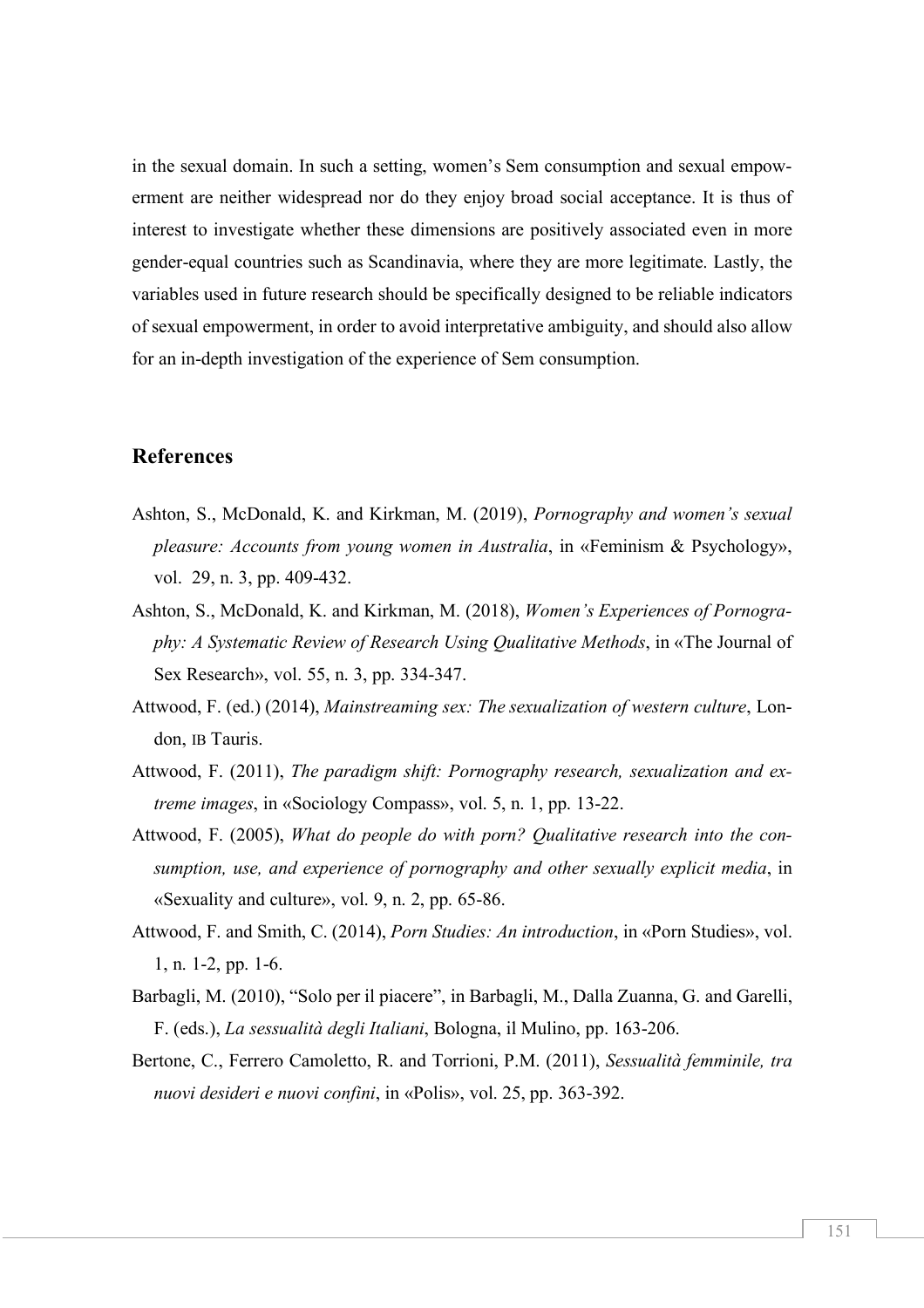in the sexual domain. In such a setting, women's Sem consumption and sexual empowerment are neither widespread nor do they enjoy broad social acceptance. It is thus of interest to investigate whether these dimensions are positively associated even in more gender-equal countries such as Scandinavia, where they are more legitimate. Lastly, the variables used in future research should be specifically designed to be reliable indicators of sexual empowerment, in order to avoid interpretative ambiguity, and should also allow for an in-depth investigation of the experience of Sem consumption.

## References

Ashton, S., McDonald, K. and Kirkman, M. (2019), *Pornography and women's sexual pleasure: Accounts from young women in Australia*, in «Feminism & Psychology», vol. 29, n. 3, pp. 409-432.

Ashton, S., McDonald, K. and Kirkman, M. (2018), *Women's Experiences of Pornography: A Systematic Review of Research Using Qualitative Methods*, in «The Journal of Sex Research», vol. 55, n. 3, pp. 334-347.

Attwood, F. (ed.) (2014), *Mainstreaming sex: The sexualization of western culture*, London, IB Tauris.

Attwood, F. (2011), *The paradigm shift: Pornography research, sexualization and extreme images*, in «Sociology Compass», vol. 5, n. 1, pp. 13-22.

Attwood, F. (2005), *What do people do with porn? Qualitative research into the consumption, use, and experience of pornography and other sexually explicit media*, in «Sexuality and culture», vol. 9, n. 2, pp. 65-86.

Attwood, F. and Smith, C. (2014), *Porn Studies: An introduction*, in «Porn Studies», vol. 1, n. 1-2, pp. 1-6.

Barbagli, M. (2010), "Solo per il piacere", in Barbagli, M., Dalla Zuanna, G. and Garelli, F. (eds.), *La sessualità degli Italiani*, Bologna, il Mulino, pp. 163-206.

Bertone, C., Ferrero Camoletto, R. and Torrioni, P.M. (2011), *Sessualità femminile, tra nuovi desideri e nuovi confini*, in «Polis», vol. 25, pp. 363-392.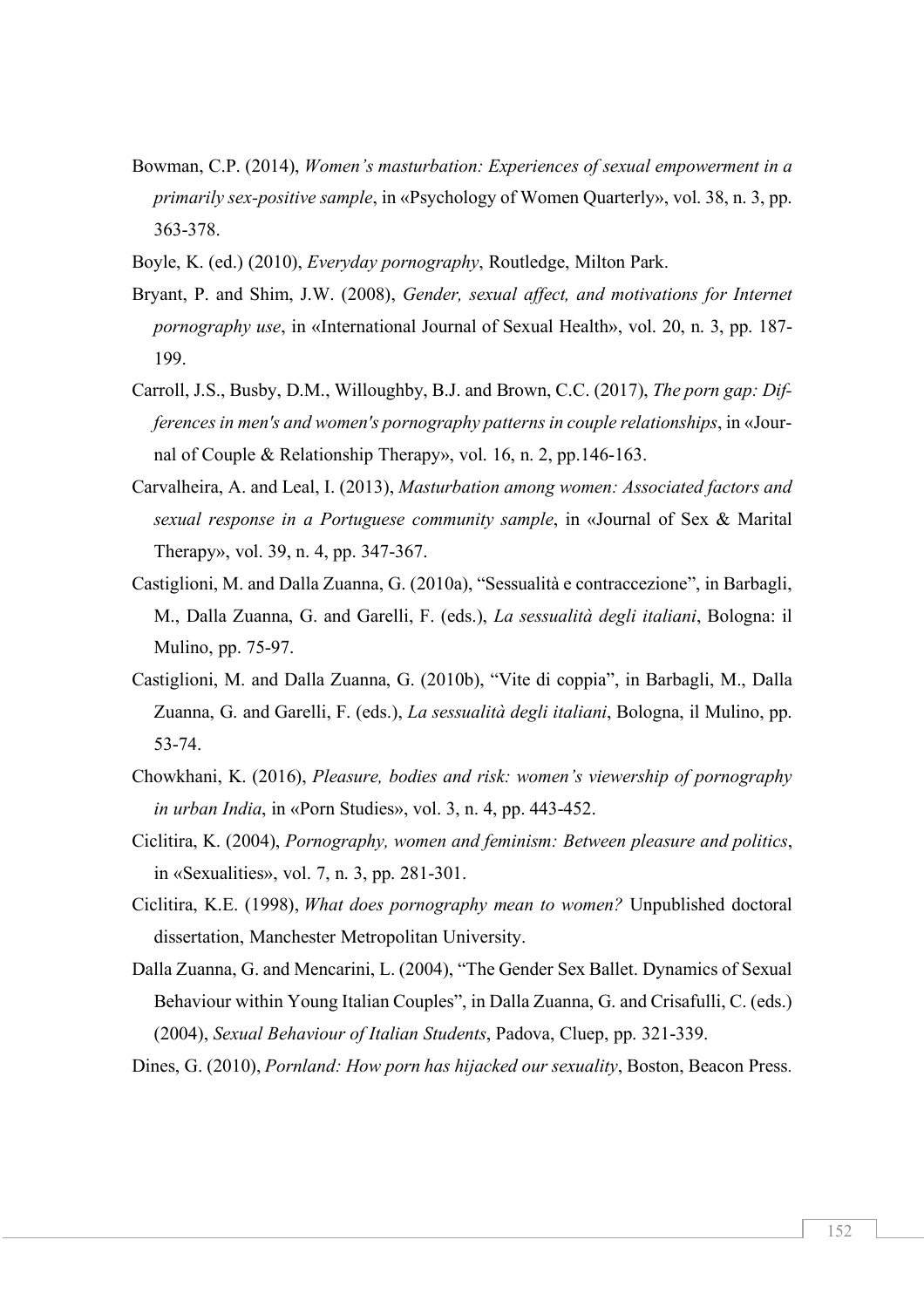Bowman, C.P. (2014), *Women's masturbation: Experiences of sexual empowerment in a primarily sex-positive sample*, in «Psychology of Women Quarterly», vol. 38, n. 3, pp. 363-378.

Boyle, K. (ed.) (2010), *Everyday pornography*, Routledge, Milton Park.

Bryant, P. and Shim, J.W. (2008), *Gender, sexual affect, and motivations for Internet pornography use*, in «International Journal of Sexual Health», vol. 20, n. 3, pp. 187-199.

Carroll, J.S., Busby, D.M., Willoughby, B.J. and Brown, C.C. (2017), *The porn gap: Differences in men's and women's pornography patterns in couple relationships*, in «Journal of Couple & Relationship Therapy», vol. 16, n. 2, pp.146-163.

Carvalheira, A. and Leal, I. (2013), *Masturbation among women: Associated factors and sexual response in a Portuguese community sample*, in «Journal of Sex & Marital Therapy», vol. 39, n. 4, pp. 347-367.

Castiglioni, M. and Dalla Zuanna, G. (2010a), "Sessualità e contraccezione", in Barbagli, M., Dalla Zuanna, G. and Garelli, F. (eds.), *La sessualità degli italiani*, Bologna: il Mulino, pp. 75-97.

Castiglioni, M. and Dalla Zuanna, G. (2010b), "Vite di coppia", in Barbagli, M., Dalla Zuanna, G. and Garelli, F. (eds.), *La sessualità degli italiani*, Bologna, il Mulino, pp. 53-74.

Chowkhani, K. (2016), *Pleasure, bodies and risk: women's viewership of pornography in urban India*, in «Porn Studies», vol. 3, n. 4, pp. 443-452.

Ciclitira, K. (2004), *Pornography, women and feminism: Between pleasure and politics*, in «Sexualities», vol. 7, n. 3, pp. 281-301.

Ciclitira, K.E. (1998), *What does pornography mean to women?* Unpublished doctoral dissertation, Manchester Metropolitan University.

Dalla Zuanna, G. and Mencarini, L. (2004), "The Gender Sex Ballet. Dynamics of Sexual Behaviour within Young Italian Couples", in Dalla Zuanna, G. and Crisafulli, C. (eds.) (2004), *Sexual Behaviour of Italian Students*, Padova, Cluep, pp. 321-339.

Dines, G. (2010), *Pornland: How porn has hijacked our sexuality*, Boston, Beacon Press.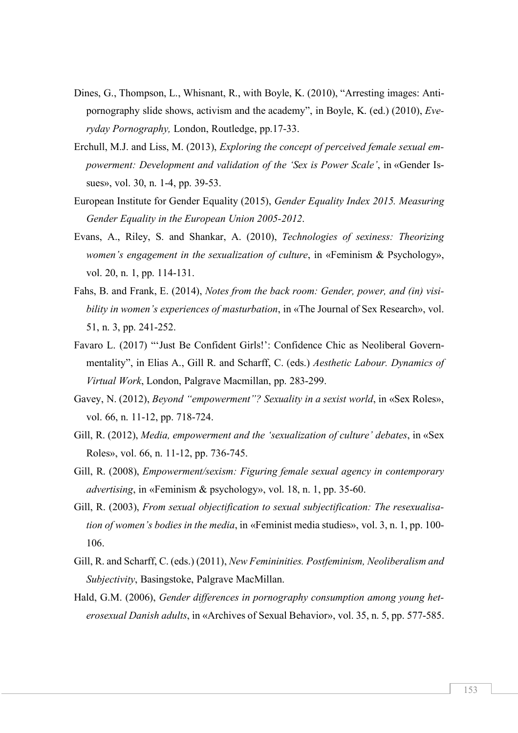Dines, G., Thompson, L., Whisnant, R., with Boyle, K. (2010), "Arresting images: Anti-pornography slide shows, activism and the academy", in Boyle, K. (ed.) (2010), *Everyday Pornography,* London, Routledge, pp.17-33.

Erchull, M.J. and Liss, M. (2013), *Exploring the concept of perceived female sexual empowerment: Development and validation of the 'Sex is Power Scale'*, in «Gender Issues», vol. 30, n. 1-4, pp. 39-53.

European Institute for Gender Equality (2015), *Gender Equality Index 2015. Measuring Gender Equality in the European Union 2005-2012*.

Evans, A., Riley, S. and Shankar, A. (2010), *Technologies of sexiness: Theorizing women's engagement in the sexualization of culture*, in «Feminism & Psychology», vol. 20, n. 1, pp. 114-131.

Fahs, B. and Frank, E. (2014), *Notes from the back room: Gender, power, and (in) visibility in women's experiences of masturbation*, in «The Journal of Sex Research», vol. 51, n. 3, pp. 241-252.

Favaro L. (2017) "'Just Be Confident Girls!': Confidence Chic as Neoliberal Governmentality", in Elias A., Gill R. and Scharff, C. (eds.) *Aesthetic Labour. Dynamics of Virtual Work*, London, Palgrave Macmillan, pp. 283-299.

Gavey, N. (2012), *Beyond "empowerment"? Sexuality in a sexist world*, in «Sex Roles», vol. 66, n. 11-12, pp. 718-724.

Gill, R. (2012), *Media, empowerment and the 'sexualization of culture' debates*, in «Sex Roles», vol. 66, n. 11-12, pp. 736-745.

Gill, R. (2008), *Empowerment/sexism: Figuring female sexual agency in contemporary advertising*, in «Feminism & psychology», vol. 18, n. 1, pp. 35-60.

Gill, R. (2003), *From sexual objectification to sexual subjectification: The resexualisation of women's bodies in the media*, in «Feminist media studies», vol. 3, n. 1, pp. 100-106.

Gill, R. and Scharff, C. (eds.) (2011), *New Femininities. Postfeminism, Neoliberalism and Subjectivity*, Basingstoke, Palgrave MacMillan.

Hald, G.M. (2006), *Gender differences in pornography consumption among young heterosexual Danish adults*, in «Archives of Sexual Behavior», vol. 35, n. 5, pp. 577-585.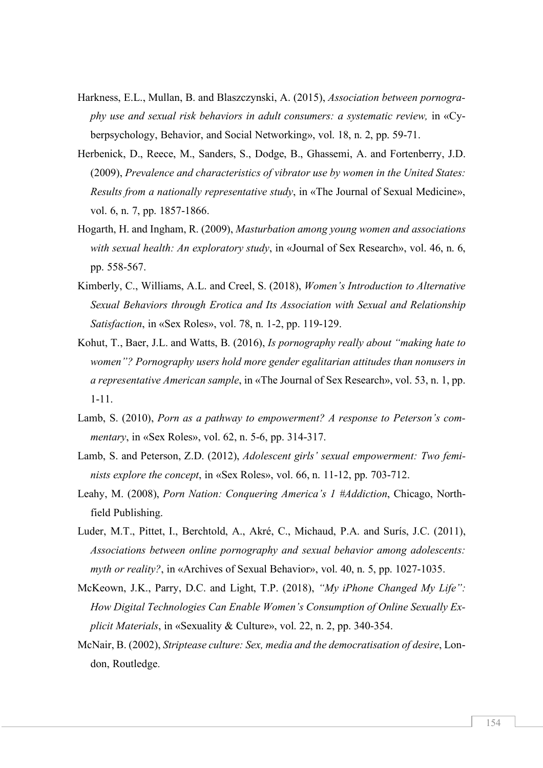Harkness, E.L., Mullan, B. and Blaszczynski, A. (2015), *Association between pornography use and sexual risk behaviors in adult consumers: a systematic review,* in «Cyberpsychology, Behavior, and Social Networking», vol. 18, n. 2, pp. 59-71.

Herbenick, D., Reece, M., Sanders, S., Dodge, B., Ghassemi, A. and Fortenberry, J.D. (2009), *Prevalence and characteristics of vibrator use by women in the United States: Results from a nationally representative study*, in «The Journal of Sexual Medicine», vol. 6, n. 7, pp. 1857-1866.

Hogarth, H. and Ingham, R. (2009), *Masturbation among young women and associations with sexual health: An exploratory study*, in «Journal of Sex Research», vol. 46, n. 6, pp. 558-567.

Kimberly, C., Williams, A.L. and Creel, S. (2018), *Women's Introduction to Alternative Sexual Behaviors through Erotica and Its Association with Sexual and Relationship Satisfaction*, in «Sex Roles», vol. 78, n. 1-2, pp. 119-129.

Kohut, T., Baer, J.L. and Watts, B. (2016), *Is pornography really about "making hate to women"? Pornography users hold more gender egalitarian attitudes than nonusers in a representative American sample*, in «The Journal of Sex Research», vol. 53, n. 1, pp. 1-11.

Lamb, S. (2010), *Porn as a pathway to empowerment? A response to Peterson's commentary*, in «Sex Roles», vol. 62, n. 5-6, pp. 314-317.

Lamb, S. and Peterson, Z.D. (2012), *Adolescent girls' sexual empowerment: Two feminists explore the concept*, in «Sex Roles», vol. 66, n. 11-12, pp. 703-712.

Leahy, M. (2008), *Porn Nation: Conquering America's 1 #Addiction*, Chicago, Northfield Publishing.

Luder, M.T., Pittet, I., Berchtold, A., Akré, C., Michaud, P.A. and Surís, J.C. (2011), *Associations between online pornography and sexual behavior among adolescents: myth or reality?*, in «Archives of Sexual Behavior», vol. 40, n. 5, pp. 1027-1035.

McKeown, J.K., Parry, D.C. and Light, T.P. (2018), *"My iPhone Changed My Life": How Digital Technologies Can Enable Women's Consumption of Online Sexually Explicit Materials*, in «Sexuality & Culture», vol. 22, n. 2, pp. 340-354.

McNair, B. (2002), *Striptease culture: Sex, media and the democratisation of desire*, London, Routledge.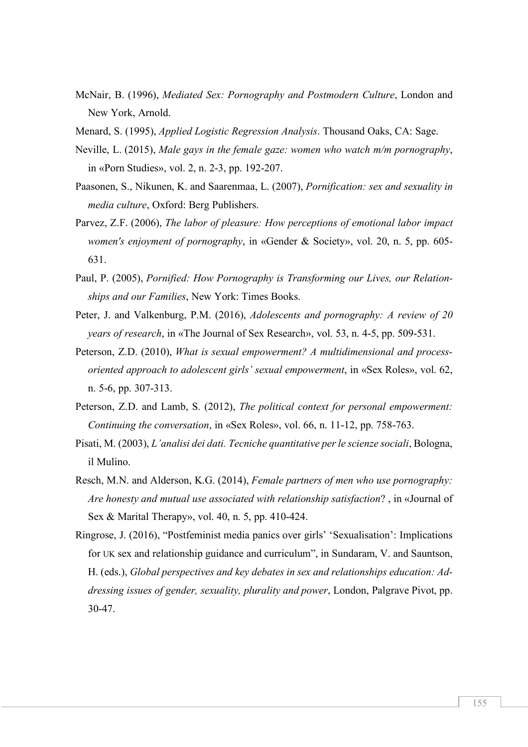McNair, B. (1996), *Mediated Sex: Pornography and Postmodern Culture*, London and New York, Arnold.

Menard, S. (1995), *Applied Logistic Regression Analysis*. Thousand Oaks, CA: Sage.

Neville, L. (2015), *Male gays in the female gaze: women who watch m/m pornography*, in «Porn Studies», vol. 2, n. 2-3, pp. 192-207.

Paasonen, S., Nikunen, K. and Saarenmaa, L. (2007), *Pornification: sex and sexuality in media culture*, Oxford: Berg Publishers.

Parvez, Z.F. (2006), *The labor of pleasure: How perceptions of emotional labor impact women's enjoyment of pornography*, in «Gender & Society», vol. 20, n. 5, pp. 605-631.

Paul, P. (2005), *Pornified: How Pornography is Transforming our Lives, our Relationships and our Families*, New York: Times Books.

Peter, J. and Valkenburg, P.M. (2016), *Adolescents and pornography: A review of 20 years of research*, in «The Journal of Sex Research», vol. 53, n. 4-5, pp. 509-531.

Peterson, Z.D. (2010), *What is sexual empowerment? A multidimensional and process-oriented approach to adolescent girls' sexual empowerment*, in «Sex Roles», vol. 62, n. 5-6, pp. 307-313.

Peterson, Z.D. and Lamb, S. (2012), *The political context for personal empowerment: Continuing the conversation*, in «Sex Roles», vol. 66, n. 11-12, pp. 758-763.

Pisati, M. (2003), *L'analisi dei dati. Tecniche quantitative per le scienze sociali*, Bologna, il Mulino.

Resch, M.N. and Alderson, K.G. (2014), *Female partners of men who use pornography: Are honesty and mutual use associated with relationship satisfaction*? , in «Journal of Sex & Marital Therapy», vol. 40, n. 5, pp. 410-424.

Ringrose, J. (2016), "Postfeminist media panics over girls' 'Sexualisation': Implications for UK sex and relationship guidance and curriculum", in Sundaram, V. and Sauntson, H. (eds.), *Global perspectives and key debates in sex and relationships education: Addressing issues of gender, sexuality, plurality and power*, London, Palgrave Pivot, pp. 30-47.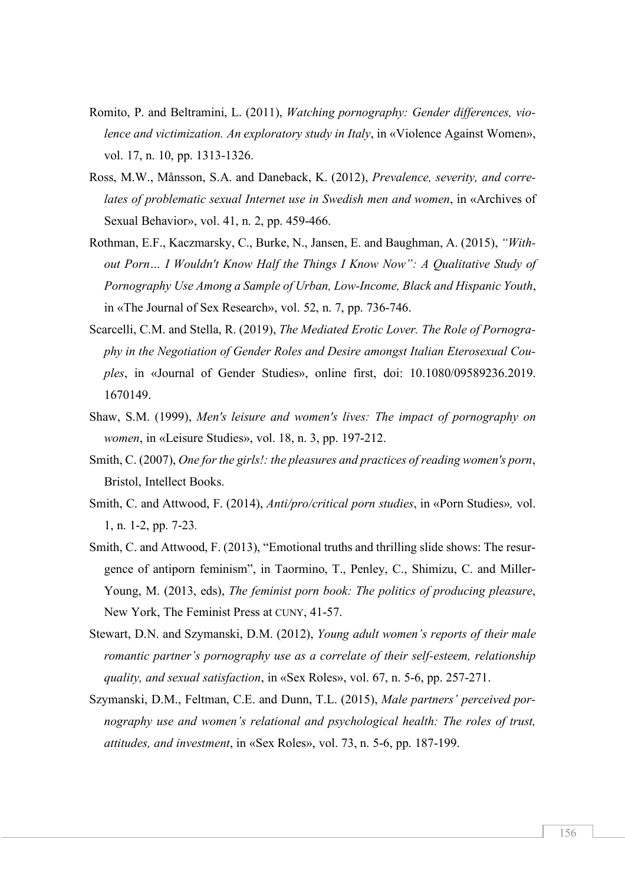Romito, P. and Beltramini, L. (2011), *Watching pornography: Gender differences, violence and victimization. An exploratory study in Italy*, in «Violence Against Women», vol. 17, n. 10, pp. 1313-1326.

Ross, M.W., Månsson, S.A. and Daneback, K. (2012), *Prevalence, severity, and correlates of problematic sexual Internet use in Swedish men and women*, in «Archives of Sexual Behavior», vol. 41, n. 2, pp. 459-466.

Rothman, E.F., Kaczmarsky, C., Burke, N., Jansen, E. and Baughman, A. (2015), *"Without Porn… I Wouldn't Know Half the Things I Know Now": A Qualitative Study of Pornography Use Among a Sample of Urban, Low-Income, Black and Hispanic Youth*, in «The Journal of Sex Research», vol. 52, n. 7, pp. 736-746.

Scarcelli, C.M. and Stella, R. (2019), *The Mediated Erotic Lover. The Role of Pornography in the Negotiation of Gender Roles and Desire amongst Italian Eterosexual Couples*, in «Journal of Gender Studies», online first, doi: 10.1080/09589236.2019.1670149.

Shaw, S.M. (1999), *Men's leisure and women's lives: The impact of pornography on women*, in «Leisure Studies», vol. 18, n. 3, pp. 197-212.

Smith, C. (2007), *One for the girls!: the pleasures and practices of reading women's porn*, Bristol, Intellect Books.

Smith, C. and Attwood, F. (2014), *Anti/pro/critical porn studies*, in «Porn Studies», vol. 1, n. 1-2, pp. 7-23.

Smith, C. and Attwood, F. (2013), "Emotional truths and thrilling slide shows: The resurgence of antiporn feminism", in Taormino, T., Penley, C., Shimizu, C. and Miller-Young, M. (2013, eds), *The feminist porn book: The politics of producing pleasure*, New York, The Feminist Press at CUNY, 41-57.

Stewart, D.N. and Szymanski, D.M. (2012), *Young adult women's reports of their male romantic partner's pornography use as a correlate of their self-esteem, relationship quality, and sexual satisfaction*, in «Sex Roles», vol. 67, n. 5-6, pp. 257-271.

Szymanski, D.M., Feltman, C.E. and Dunn, T.L. (2015), *Male partners' perceived pornography use and women's relational and psychological health: The roles of trust, attitudes, and investment*, in «Sex Roles», vol. 73, n. 5-6, pp. 187-199.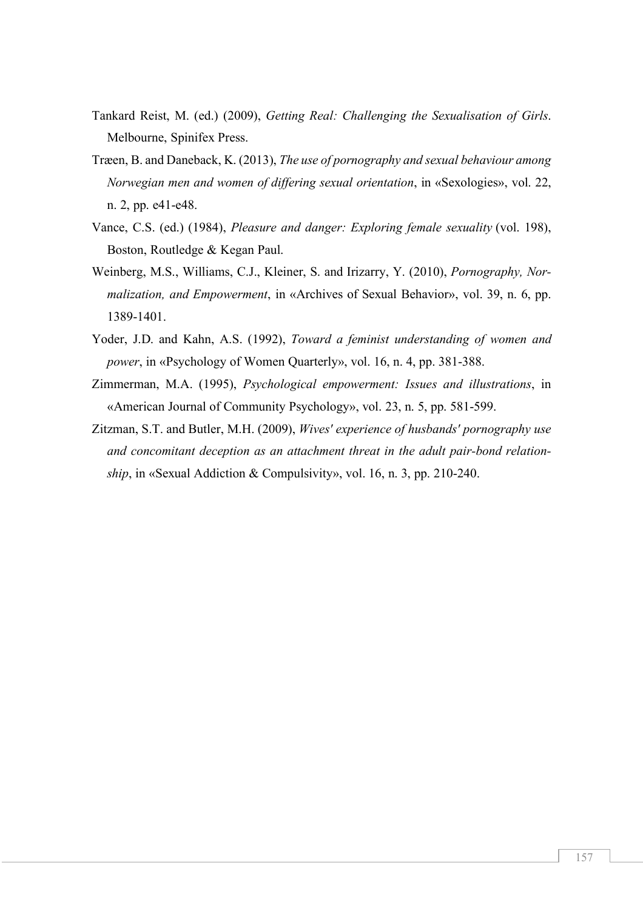Tankard Reist, M. (ed.) (2009), *Getting Real: Challenging the Sexualisation of Girls*. Melbourne, Spinifex Press.

Træen, B. and Daneback, K. (2013), *The use of pornography and sexual behaviour among Norwegian men and women of differing sexual orientation*, in «Sexologies», vol. 22, n. 2, pp. e41-e48.

Vance, C.S. (ed.) (1984), *Pleasure and danger: Exploring female sexuality* (vol. 198), Boston, Routledge & Kegan Paul.

Weinberg, M.S., Williams, C.J., Kleiner, S. and Irizarry, Y. (2010), *Pornography, Normalization, and Empowerment*, in «Archives of Sexual Behavior», vol. 39, n. 6, pp. 1389-1401.

Yoder, J.D. and Kahn, A.S. (1992), *Toward a feminist understanding of women and power*, in «Psychology of Women Quarterly», vol. 16, n. 4, pp. 381-388.

Zimmerman, M.A. (1995), *Psychological empowerment: Issues and illustrations*, in «American Journal of Community Psychology», vol. 23, n. 5, pp. 581-599.

Zitzman, S.T. and Butler, M.H. (2009), *Wives' experience of husbands' pornography use and concomitant deception as an attachment threat in the adult pair-bond relationship*, in «Sexual Addiction & Compulsivity», vol. 16, n. 3, pp. 210-240.